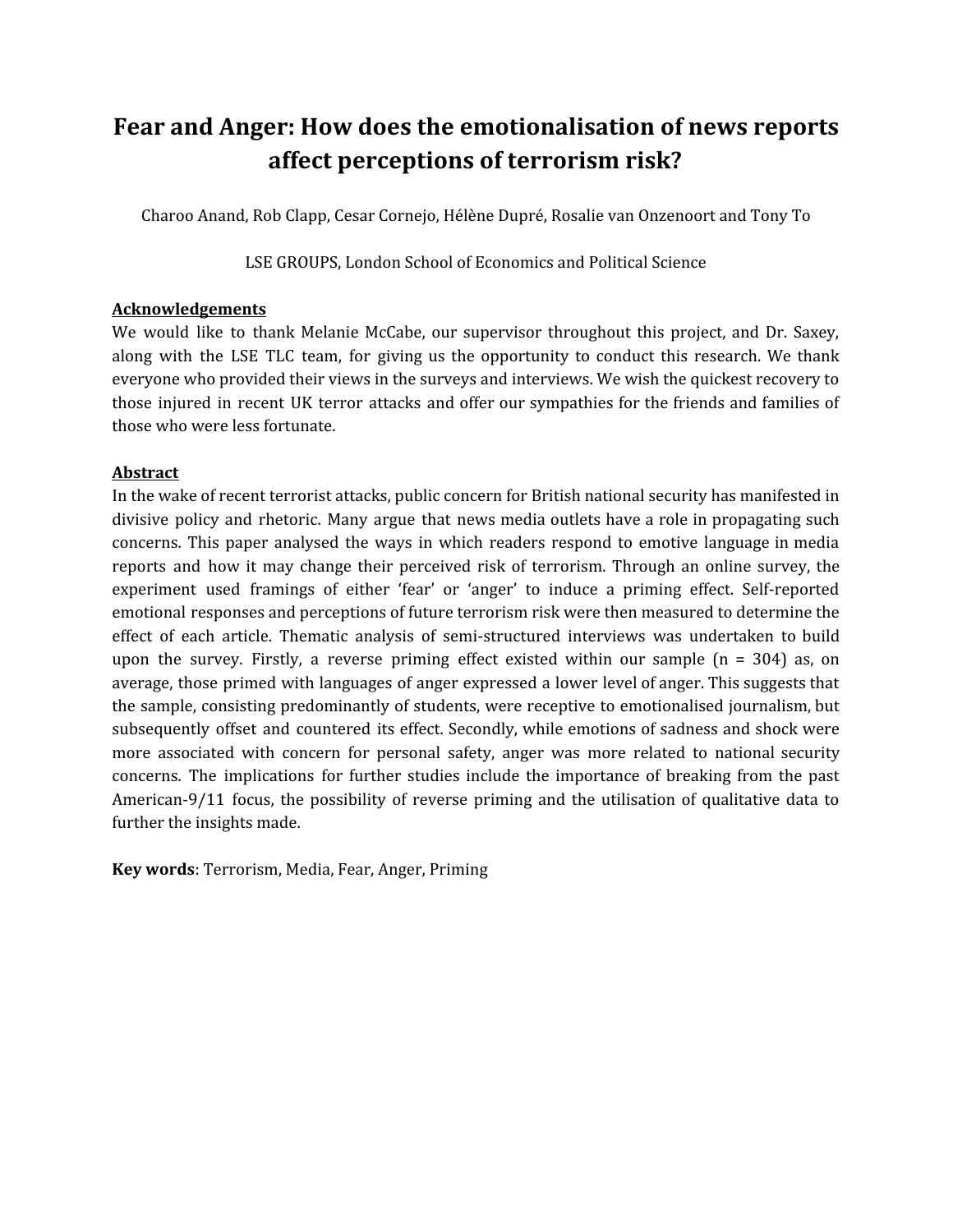# Fear and Anger: How does the emotionalisation of news reports affect perceptions of terrorism risk?

Charoo Anand, Rob Clapp, Cesar Cornejo, Hélène Dupré, Rosalie van Onzenoort and Tony To

LSE GROUPS, London School of Economics and Political Science

**Acknowledgements**

We would like to thank Melanie McCabe, our supervisor throughout this project, and Dr. Saxey, along with the LSE TLC team, for giving us the opportunity to conduct this research. We thank everyone who provided their views in the surveys and interviews. We wish the quickest recovery to those injured in recent UK terror attacks and offer our sympathies for the friends and families of those who were less fortunate.

**Abstract**

In the wake of recent terrorist attacks, public concern for British national security has manifested in divisive policy and rhetoric. Many argue that news media outlets have a role in propagating such concerns. This paper analysed the ways in which readers respond to emotive language in media reports and how it may change their perceived risk of terrorism. Through an online survey, the experiment used framings of either 'fear' or 'anger' to induce a priming effect. Self-reported emotional responses and perceptions of future terrorism risk were then measured to determine the effect of each article. Thematic analysis of semi-structured interviews was undertaken to build upon the survey. Firstly, a reverse priming effect existed within our sample (n = 304) as, on average, those primed with languages of anger expressed a lower level of anger. This suggests that the sample, consisting predominantly of students, were receptive to emotionalised journalism, but subsequently offset and countered its effect. Secondly, while emotions of sadness and shock were more associated with concern for personal safety, anger was more related to national security concerns. The implications for further studies include the importance of breaking from the past American-9/11 focus, the possibility of reverse priming and the utilisation of qualitative data to further the insights made.

**Key words**: Terrorism, Media, Fear, Anger, Priming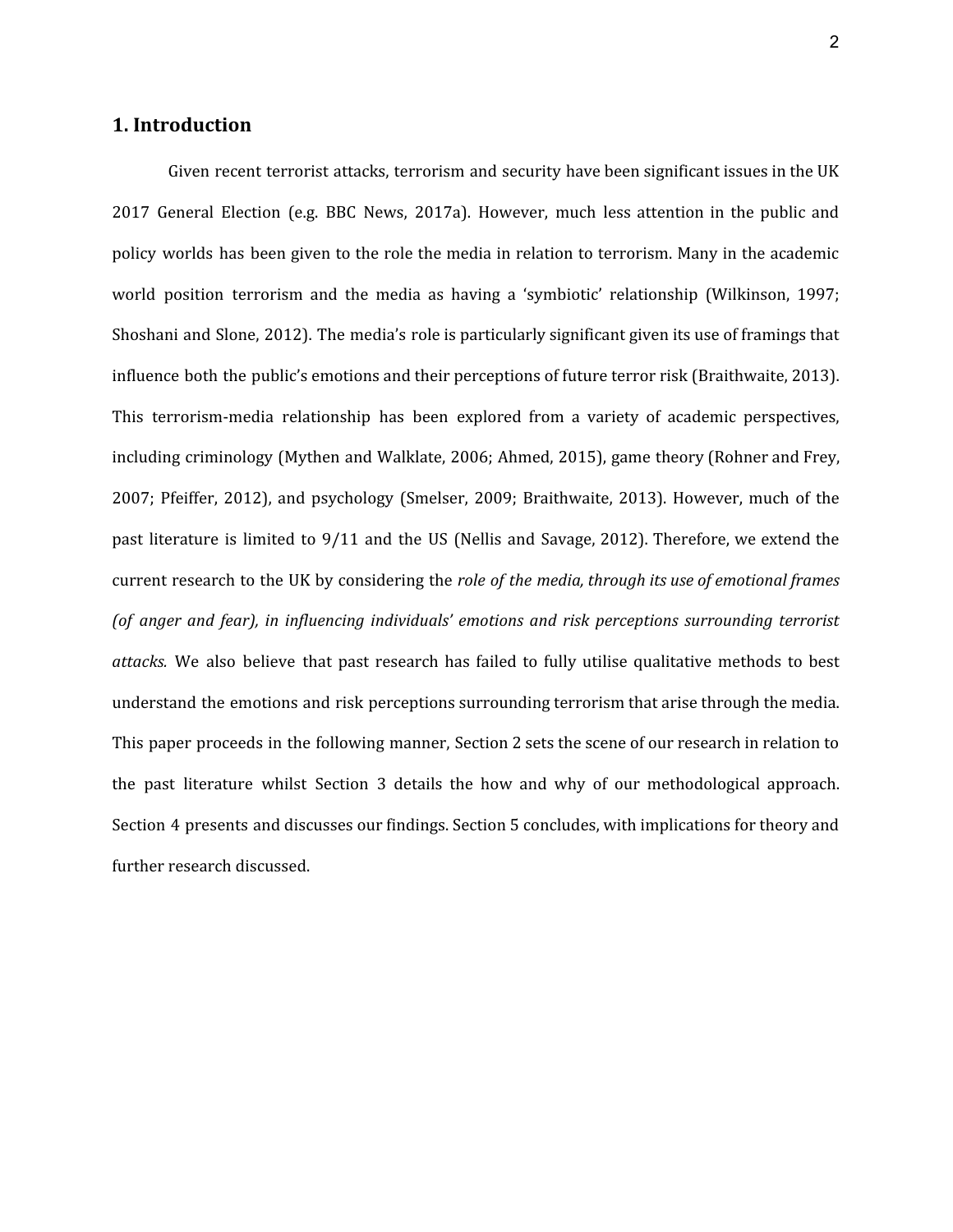## 1. Introduction

Given recent terrorist attacks, terrorism and security have been significant issues in the UK 2017 General Election (e.g. BBC News, 2017a). However, much less attention in the public and policy worlds has been given to the role the media in relation to terrorism. Many in the academic world position terrorism and the media as having a 'symbiotic' relationship (Wilkinson, 1997; Shoshani and Slone, 2012). The media's role is particularly significant given its use of framings that influence both the public's emotions and their perceptions of future terror risk (Braithwaite, 2013). This terrorism-media relationship has been explored from a variety of academic perspectives, including criminology (Mythen and Walklate, 2006; Ahmed, 2015), game theory (Rohner and Frey, 2007; Pfeiffer, 2012), and psychology (Smelser, 2009; Braithwaite, 2013). However, much of the past literature is limited to 9/11 and the US (Nellis and Savage, 2012). Therefore, we extend the current research to the UK by considering the *role of the media, through its use of emotional frames (of anger and fear), in influencing individuals' emotions and risk perceptions surrounding terrorist attacks*. We also believe that past research has failed to fully utilise qualitative methods to best understand the emotions and risk perceptions surrounding terrorism that arise through the media. This paper proceeds in the following manner, Section 2 sets the scene of our research in relation to the past literature whilst Section 3 details the how and why of our methodological approach. Section 4 presents and discusses our findings. Section 5 concludes, with implications for theory and further research discussed.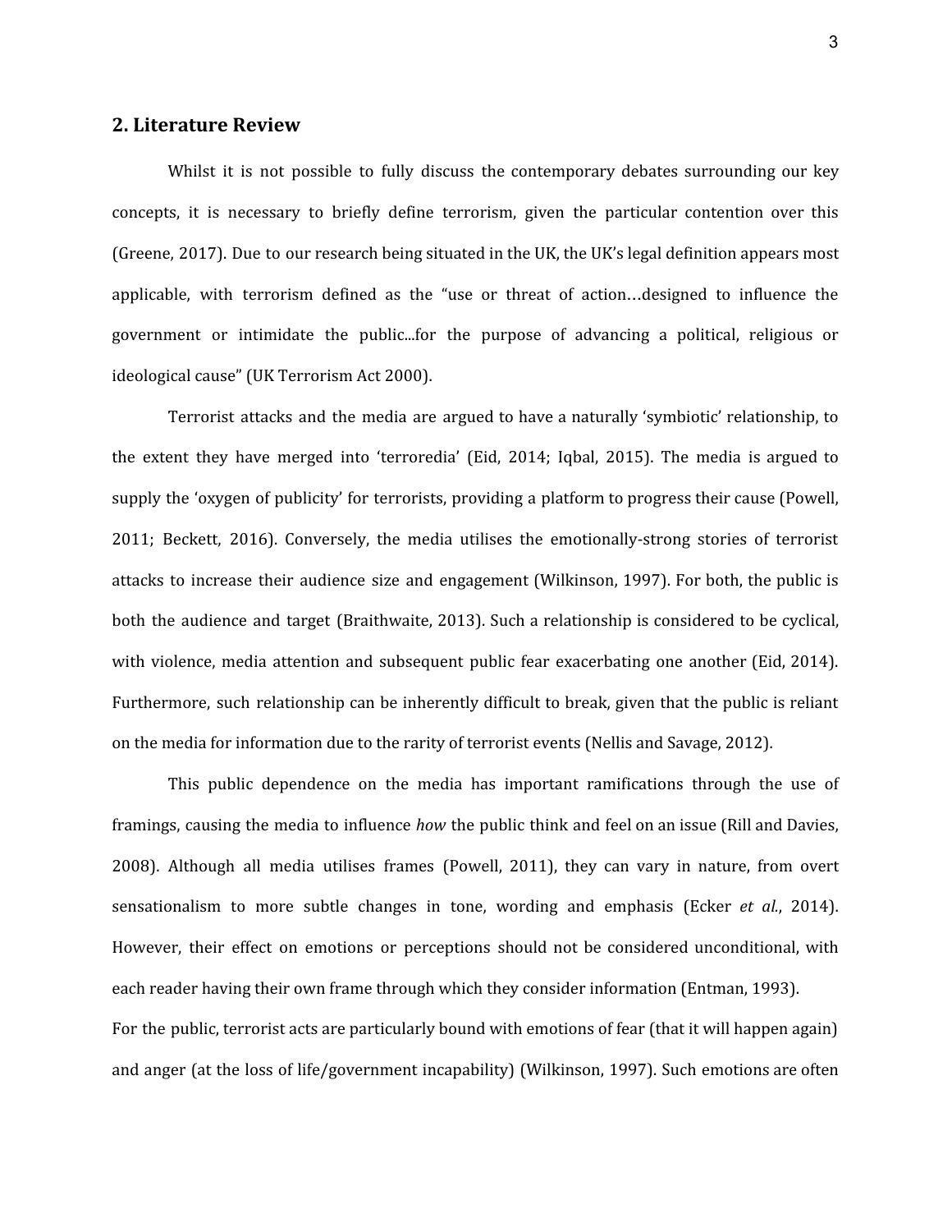## 2. Literature Review

Whilst it is not possible to fully discuss the contemporary debates surrounding our key concepts, it is necessary to briefly define terrorism, given the particular contention over this (Greene, 2017). Due to our research being situated in the UK, the UK's legal definition appears most applicable, with terrorism defined as the "use or threat of action…designed to influence the government or intimidate the public...for the purpose of advancing a political, religious or ideological cause" (UK Terrorism Act 2000).

Terrorist attacks and the media are argued to have a naturally 'symbiotic' relationship, to the extent they have merged into 'terroredia' (Eid, 2014; Iqbal, 2015). The media is argued to supply the 'oxygen of publicity' for terrorists, providing a platform to progress their cause (Powell, 2011; Beckett, 2016). Conversely, the media utilises the emotionally-strong stories of terrorist attacks to increase their audience size and engagement (Wilkinson, 1997). For both, the public is both the audience and target (Braithwaite, 2013). Such a relationship is considered to be cyclical, with violence, media attention and subsequent public fear exacerbating one another (Eid, 2014). Furthermore, such relationship can be inherently difficult to break, given that the public is reliant on the media for information due to the rarity of terrorist events (Nellis and Savage, 2012).

This public dependence on the media has important ramifications through the use of framings, causing the media to influence *how* the public think and feel on an issue (Rill and Davies, 2008). Although all media utilises frames (Powell, 2011), they can vary in nature, from overt sensationalism to more subtle changes in tone, wording and emphasis (Ecker *et al.*, 2014). However, their effect on emotions or perceptions should not be considered unconditional, with each reader having their own frame through which they consider information (Entman, 1993).

For the public, terrorist acts are particularly bound with emotions of fear (that it will happen again) and anger (at the loss of life/government incapability) (Wilkinson, 1997). Such emotions are often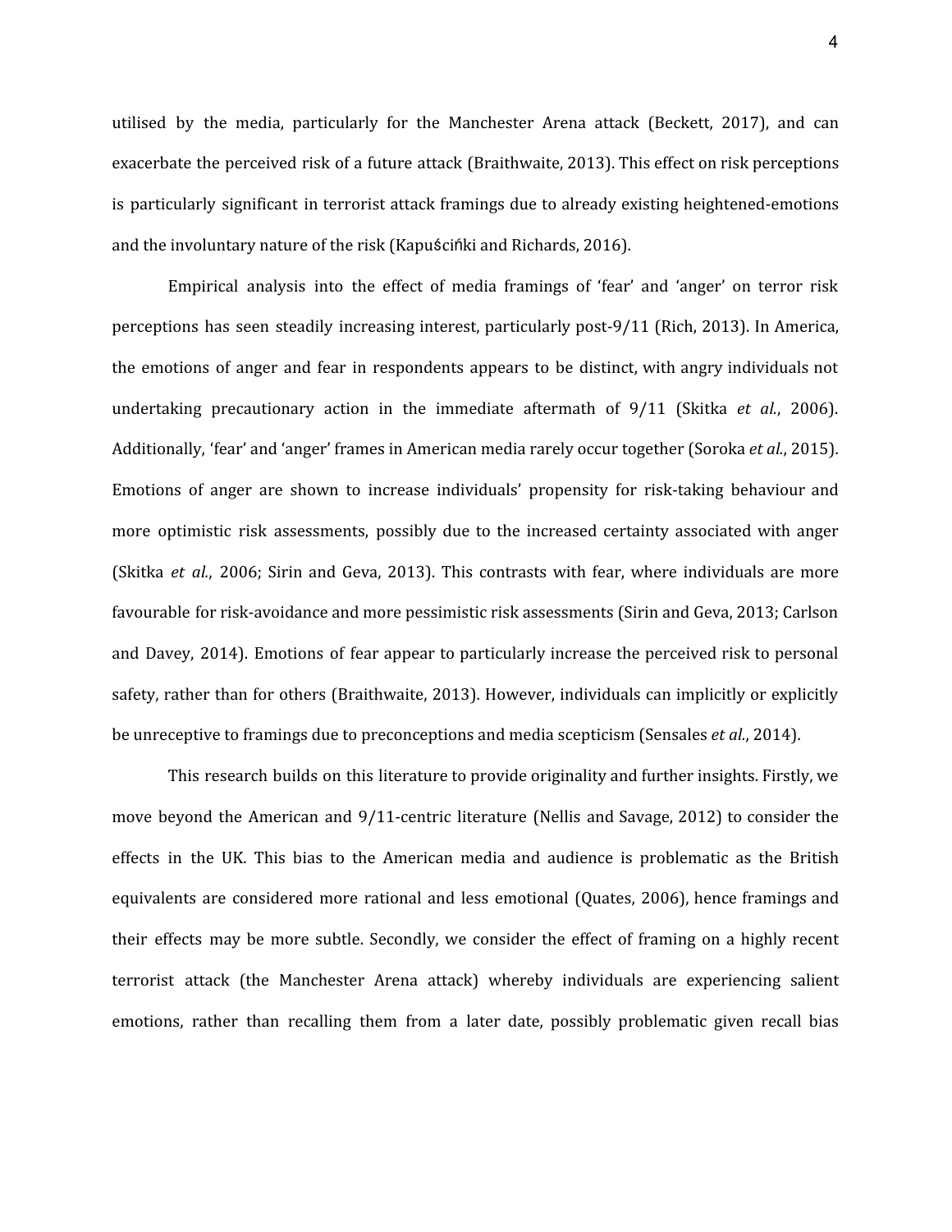utilised by the media, particularly for the Manchester Arena attack (Beckett, 2017), and can exacerbate the perceived risk of a future attack (Braithwaite, 2013). This effect on risk perceptions is particularly significant in terrorist attack framings due to already existing heightened-emotions and the involuntary nature of the risk (Kapuściński and Richards, 2016).

Empirical analysis into the effect of media framings of 'fear' and 'anger' on terror risk perceptions has seen steadily increasing interest, particularly post-9/11 (Rich, 2013). In America, the emotions of anger and fear in respondents appears to be distinct, with angry individuals not undertaking precautionary action in the immediate aftermath of 9/11 (Skitka *et al.*, 2006). Additionally, 'fear' and 'anger' frames in American media rarely occur together (Soroka *et al.*, 2015). Emotions of anger are shown to increase individuals' propensity for risk-taking behaviour and more optimistic risk assessments, possibly due to the increased certainty associated with anger (Skitka *et al.*, 2006; Sirin and Geva, 2013). This contrasts with fear, where individuals are more favourable for risk-avoidance and more pessimistic risk assessments (Sirin and Geva, 2013; Carlson and Davey, 2014). Emotions of fear appear to particularly increase the perceived risk to personal safety, rather than for others (Braithwaite, 2013). However, individuals can implicitly or explicitly be unreceptive to framings due to preconceptions and media scepticism (Sensales *et al.*, 2014).

This research builds on this literature to provide originality and further insights. Firstly, we move beyond the American and 9/11-centric literature (Nellis and Savage, 2012) to consider the effects in the UK. This bias to the American media and audience is problematic as the British equivalents are considered more rational and less emotional (Quates, 2006), hence framings and their effects may be more subtle. Secondly, we consider the effect of framing on a highly recent terrorist attack (the Manchester Arena attack) whereby individuals are experiencing salient emotions, rather than recalling them from a later date, possibly problematic given recall bias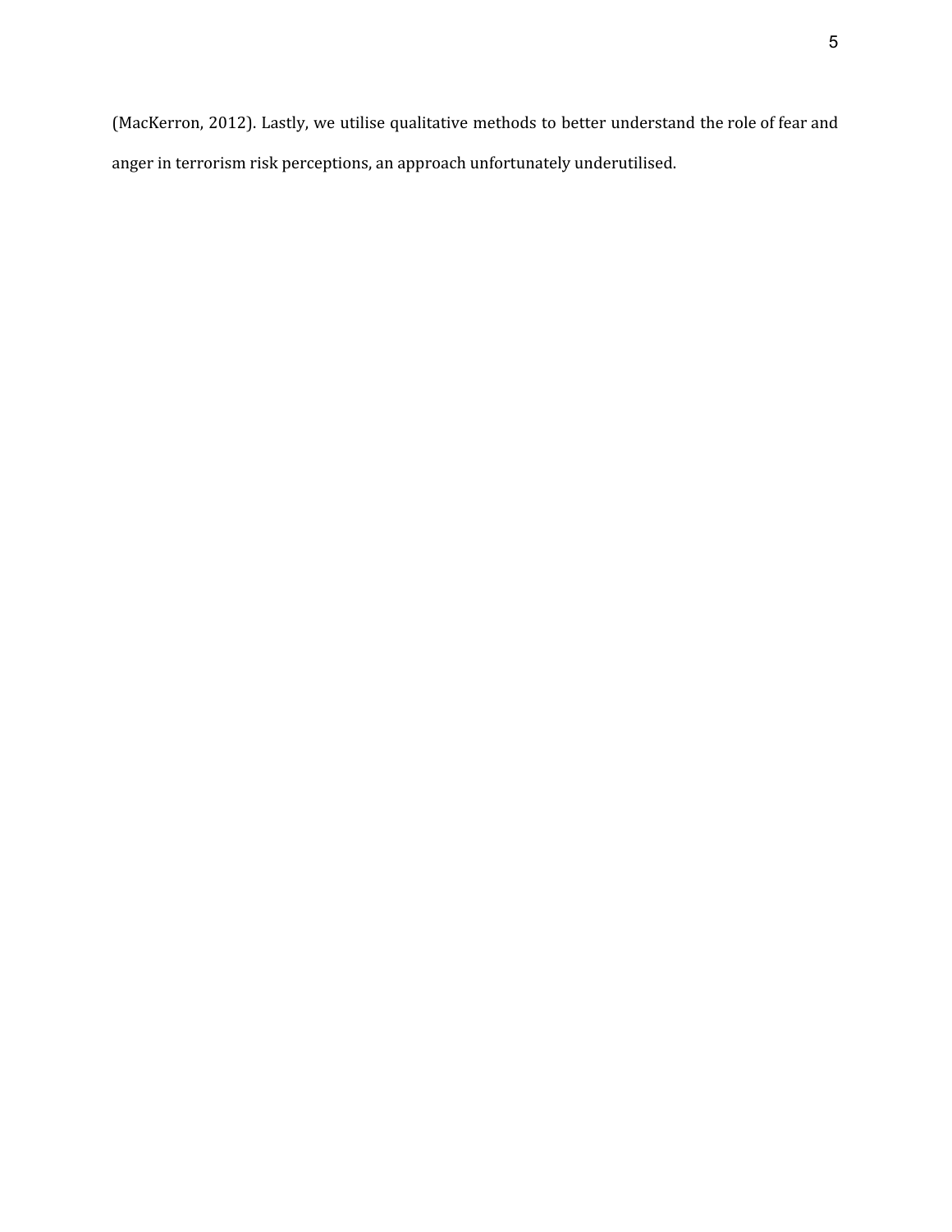(MacKerron, 2012). Lastly, we utilise qualitative methods to better understand the role of fear and anger in terrorism risk perceptions, an approach unfortunately underutilised.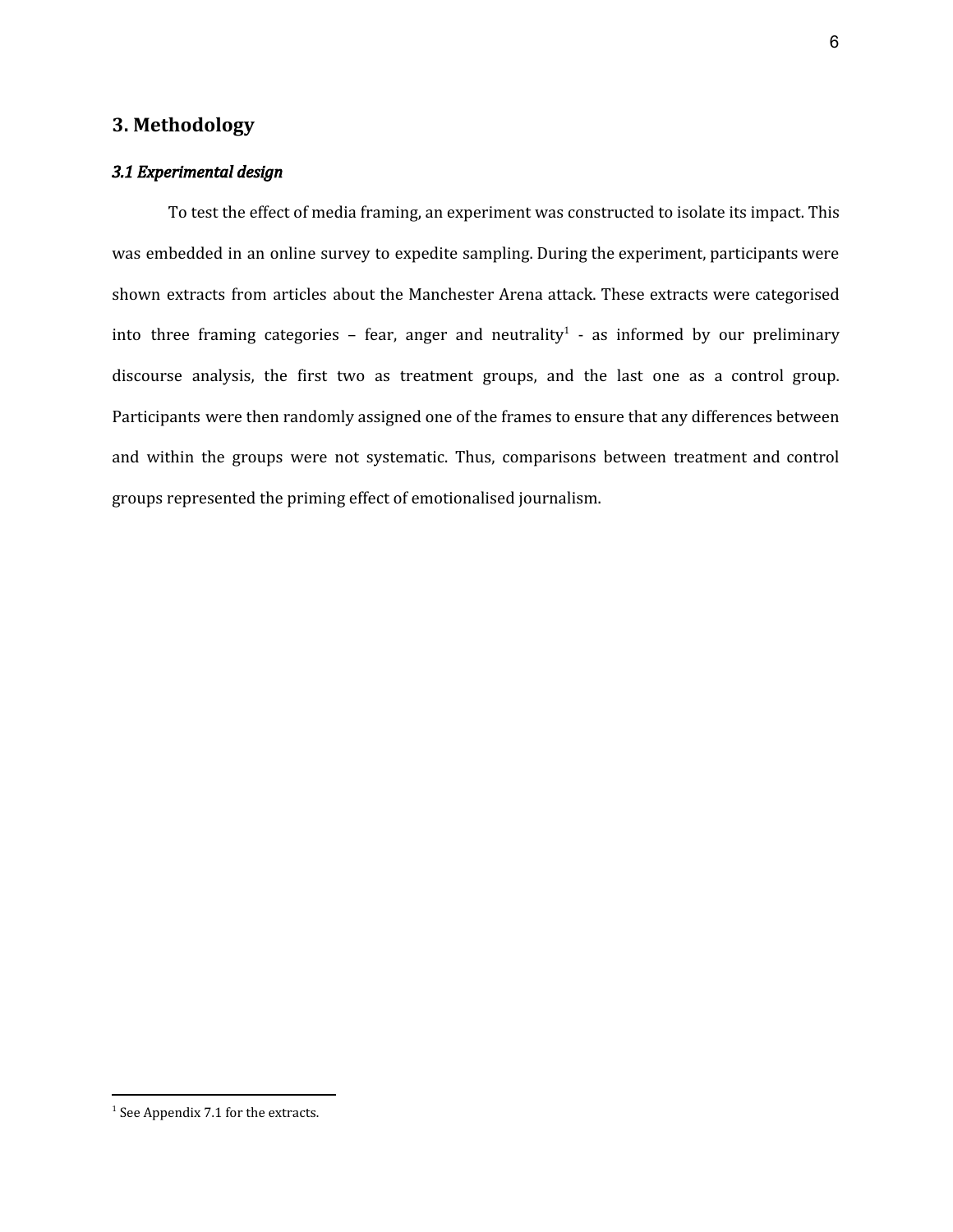## 3. Methodology

### *3.1 Experimental design*

To test the effect of media framing, an experiment was constructed to isolate its impact. This was embedded in an online survey to expedite sampling. During the experiment, participants were shown extracts from articles about the Manchester Arena attack. These extracts were categorised into three framing categories – fear, anger and neutrality[1] - as informed by our preliminary discourse analysis, the first two as treatment groups, and the last one as a control group. Participants were then randomly assigned one of the frames to ensure that any differences between and within the groups were not systematic. Thus, comparisons between treatment and control groups represented the priming effect of emotionalised journalism.

[1] See Appendix 7.1 for the extracts.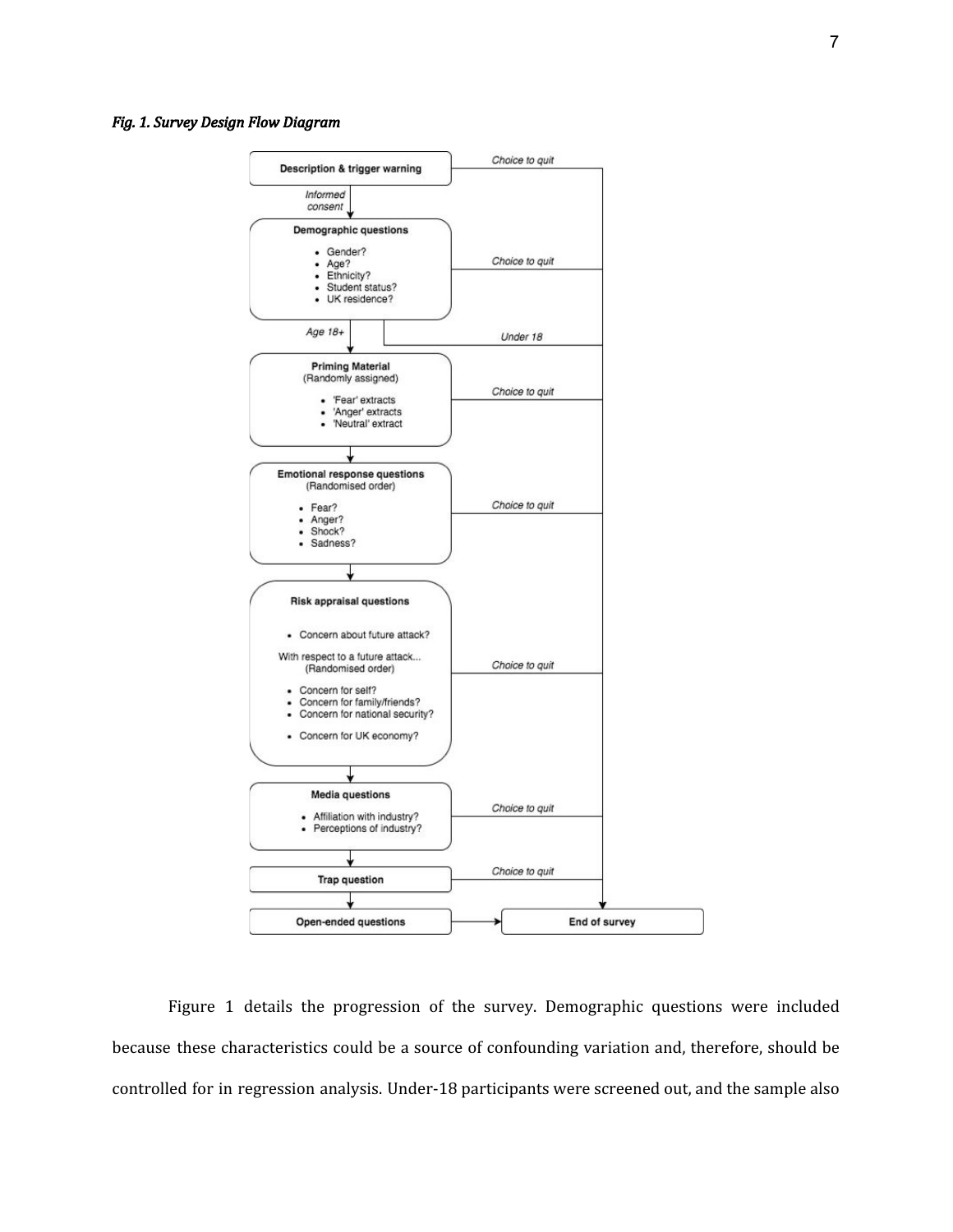***Fig. 1. Survey Design Flow Diagram***

Figure 1 details the progression of the survey. Demographic questions were included because these characteristics could be a source of confounding variation and, therefore, should be controlled for in regression analysis. Under-18 participants were screened out, and the sample also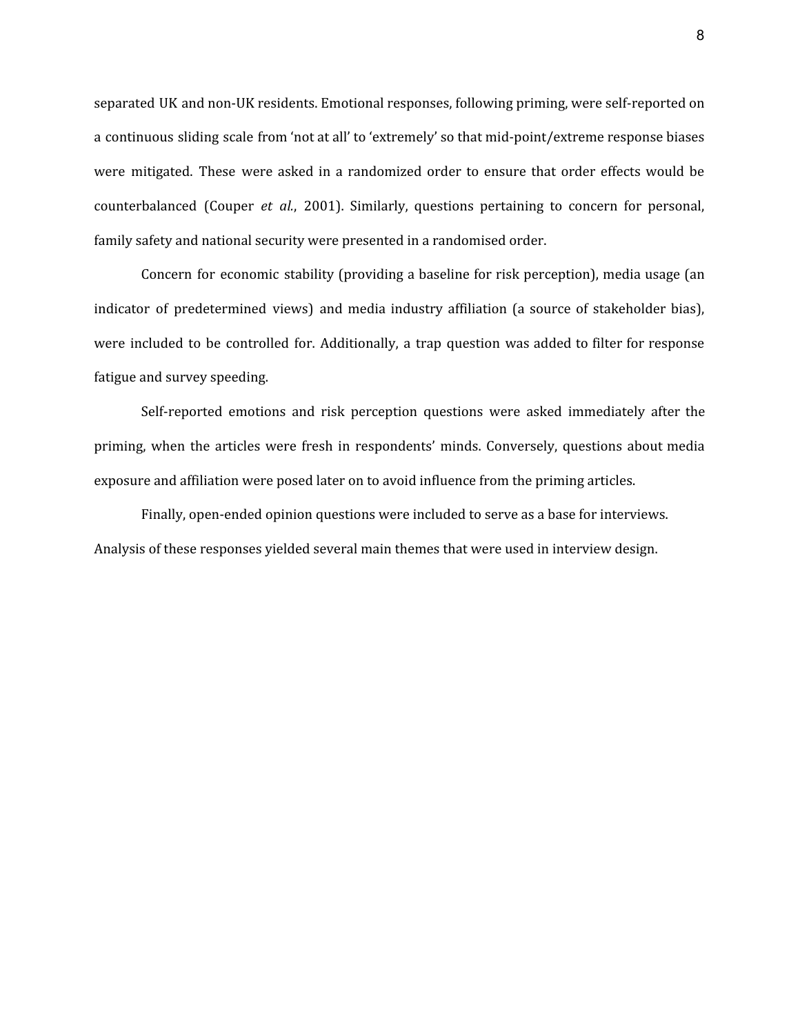separated UK and non-UK residents. Emotional responses, following priming, were self-reported on a continuous sliding scale from 'not at all' to 'extremely' so that mid-point/extreme response biases were mitigated. These were asked in a randomized order to ensure that order effects would be counterbalanced (Couper *et al.*, 2001). Similarly, questions pertaining to concern for personal, family safety and national security were presented in a randomised order.

Concern for economic stability (providing a baseline for risk perception), media usage (an indicator of predetermined views) and media industry affiliation (a source of stakeholder bias), were included to be controlled for. Additionally, a trap question was added to filter for response fatigue and survey speeding.

Self-reported emotions and risk perception questions were asked immediately after the priming, when the articles were fresh in respondents' minds. Conversely, questions about media exposure and affiliation were posed later on to avoid influence from the priming articles.

Finally, open-ended opinion questions were included to serve as a base for interviews. Analysis of these responses yielded several main themes that were used in interview design.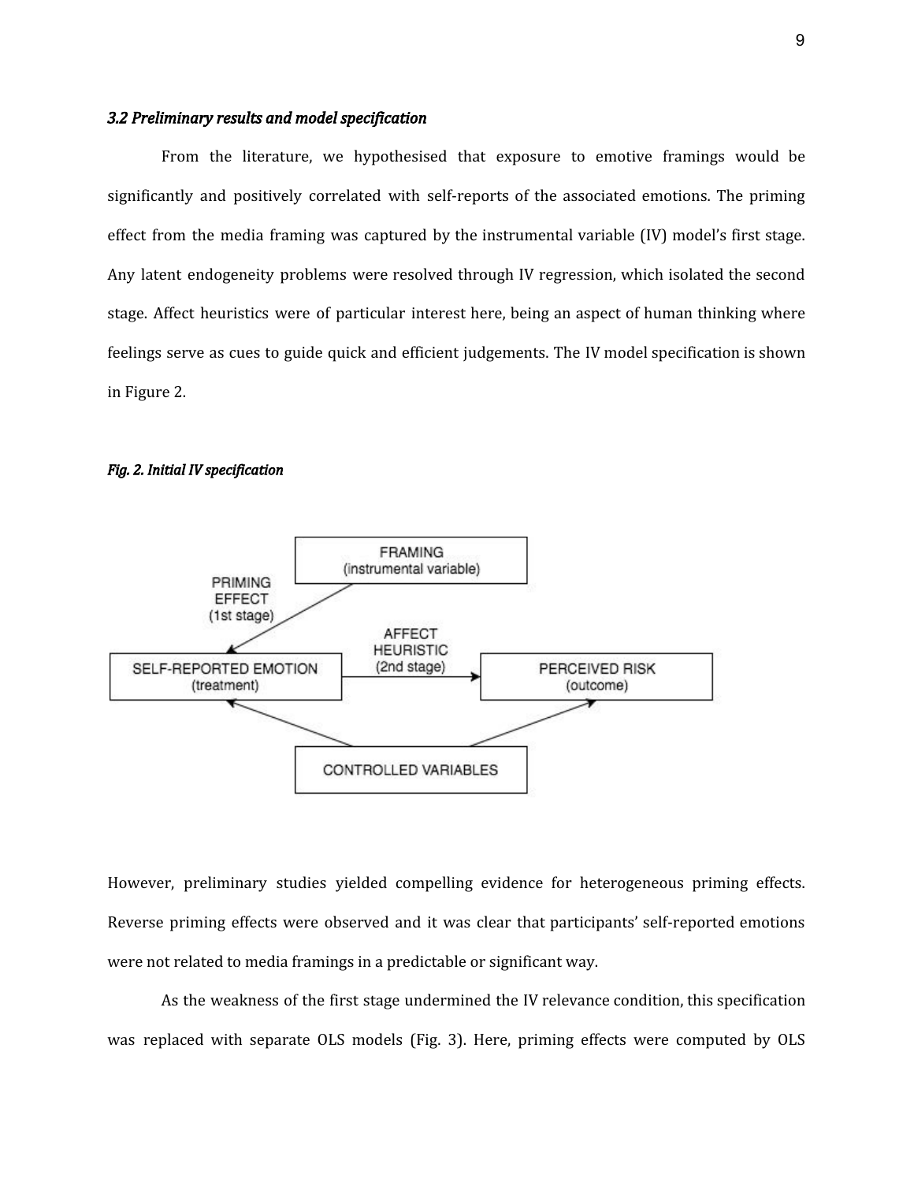### *3.2 Preliminary results and model specification*

From the literature, we hypothesised that exposure to emotive framings would be significantly and positively correlated with self-reports of the associated emotions. The priming effect from the media framing was captured by the instrumental variable (IV) model's first stage. Any latent endogeneity problems were resolved through IV regression, which isolated the second stage. Affect heuristics were of particular interest here, being an aspect of human thinking where feelings serve as cues to guide quick and efficient judgements. The IV model specification is shown in Figure 2.

***Fig. 2. Initial IV specification***

However, preliminary studies yielded compelling evidence for heterogeneous priming effects. Reverse priming effects were observed and it was clear that participants' self-reported emotions were not related to media framings in a predictable or significant way.

As the weakness of the first stage undermined the IV relevance condition, this specification was replaced with separate OLS models (Fig. 3). Here, priming effects were computed by OLS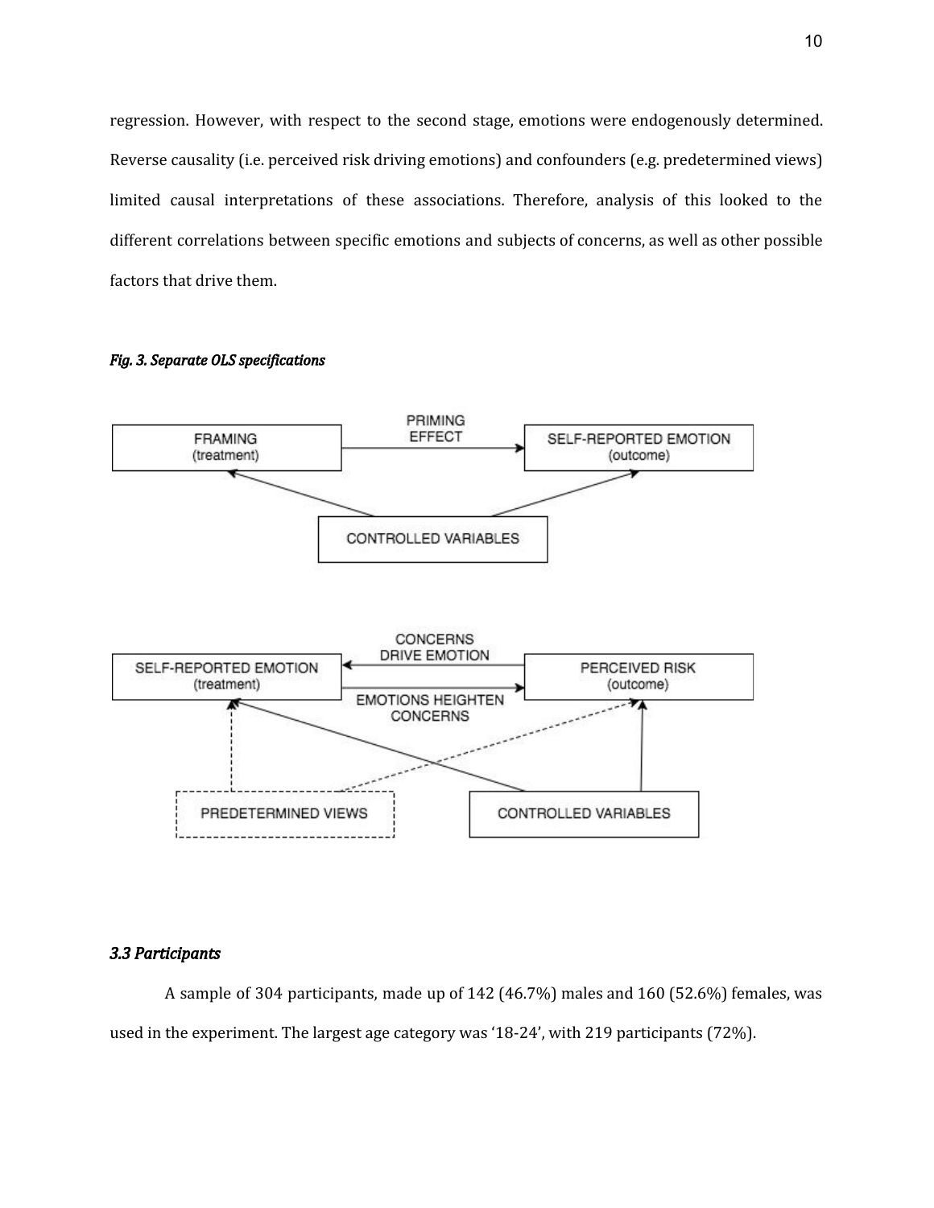regression. However, with respect to the second stage, emotions were endogenously determined. Reverse causality (i.e. perceived risk driving emotions) and confounders (e.g. predetermined views) limited causal interpretations of these associations. Therefore, analysis of this looked to the different correlations between specific emotions and subjects of concerns, as well as other possible factors that drive them.

***Fig. 3. Separate OLS specifications***

### *3.3 Participants*

A sample of 304 participants, made up of 142 (46.7%) males and 160 (52.6%) females, was used in the experiment. The largest age category was '18-24', with 219 participants (72%).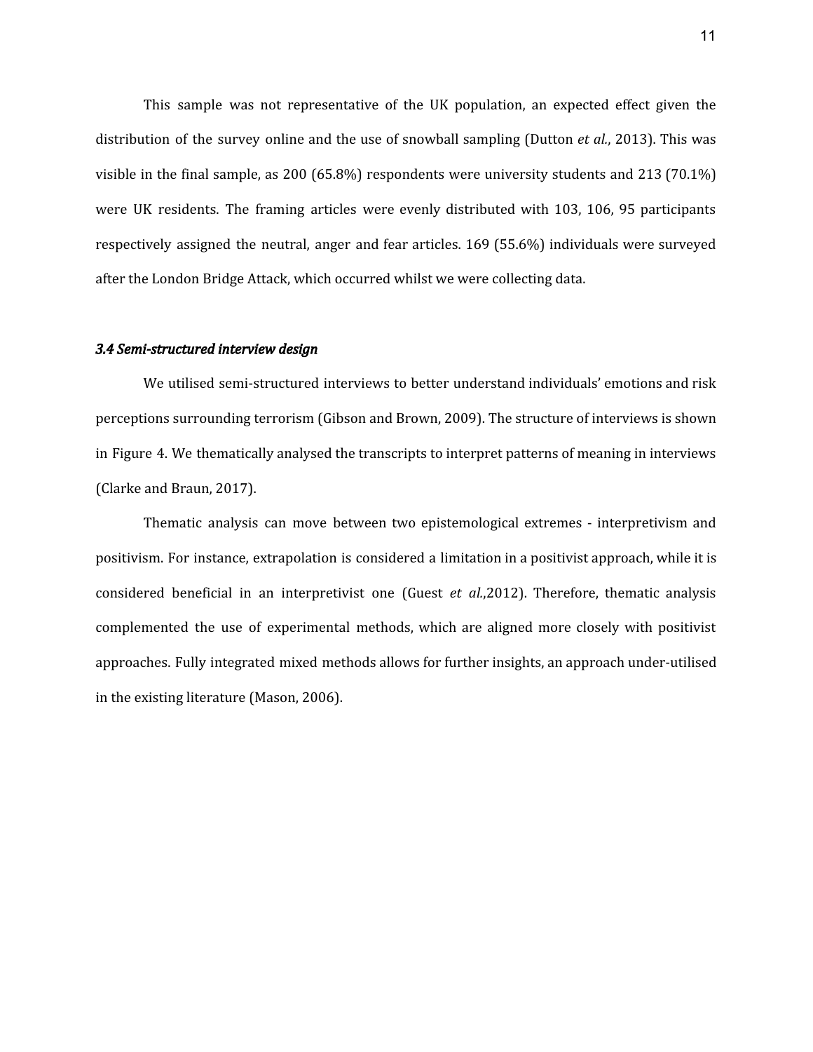This sample was not representative of the UK population, an expected effect given the distribution of the survey online and the use of snowball sampling (Dutton *et al.*, 2013). This was visible in the final sample, as 200 (65.8%) respondents were university students and 213 (70.1%) were UK residents. The framing articles were evenly distributed with 103, 106, 95 participants respectively assigned the neutral, anger and fear articles. 169 (55.6%) individuals were surveyed after the London Bridge Attack, which occurred whilst we were collecting data.

### *3.4 Semi-structured interview design*

We utilised semi-structured interviews to better understand individuals' emotions and risk perceptions surrounding terrorism (Gibson and Brown, 2009). The structure of interviews is shown in Figure 4. We thematically analysed the transcripts to interpret patterns of meaning in interviews (Clarke and Braun, 2017).

Thematic analysis can move between two epistemological extremes - interpretivism and positivism. For instance, extrapolation is considered a limitation in a positivist approach, while it is considered beneficial in an interpretivist one (Guest *et al.*,2012). Therefore, thematic analysis complemented the use of experimental methods, which are aligned more closely with positivist approaches. Fully integrated mixed methods allows for further insights, an approach under-utilised in the existing literature (Mason, 2006).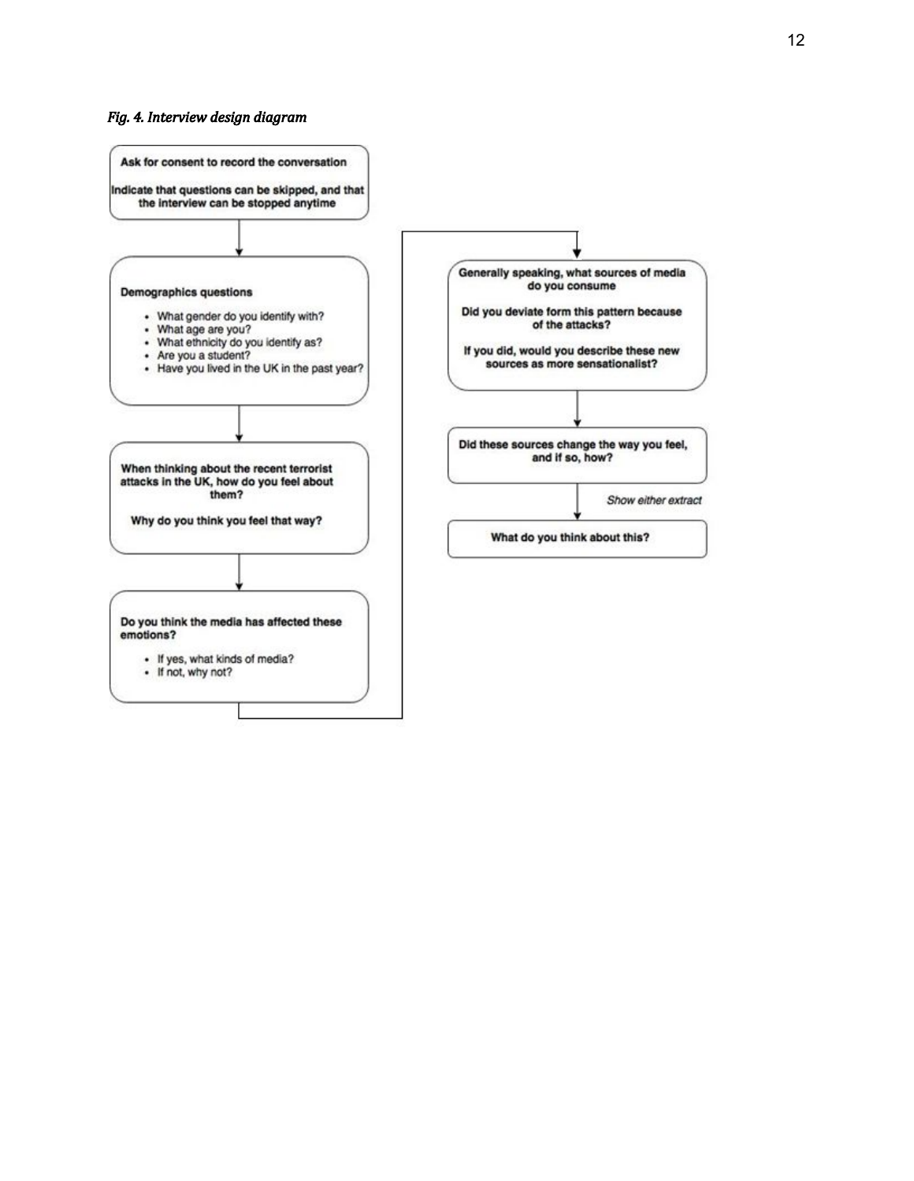*Fig. 4. Interview design diagram*

**Ask for consent to record the conversation**

**Indicate that questions can be skipped, and that the interview can be stopped anytime**

↓

**Demographics questions**

- What gender do you identify with?
- What age are you?
- What ethnicity do you identify as?
- Are you a student?
- Have you lived in the UK in the past year?

↓

**When thinking about the recent terrorist attacks in the UK, how do you feel about them?**

**Why do you think you feel that way?**

↓

**Do you think the media has affected these emotions?**

- If yes, what kinds of media?
- If not, why not?

↓

**Generally speaking, what sources of media do you consume**

**Did you deviate form this pattern because of the attacks?**

**If you did, would you describe these new sources as more sensationalist?**

↓

**Did these sources change the way you feel, and if so, how?**

↓ *Show either extract*

**What do you think about this?**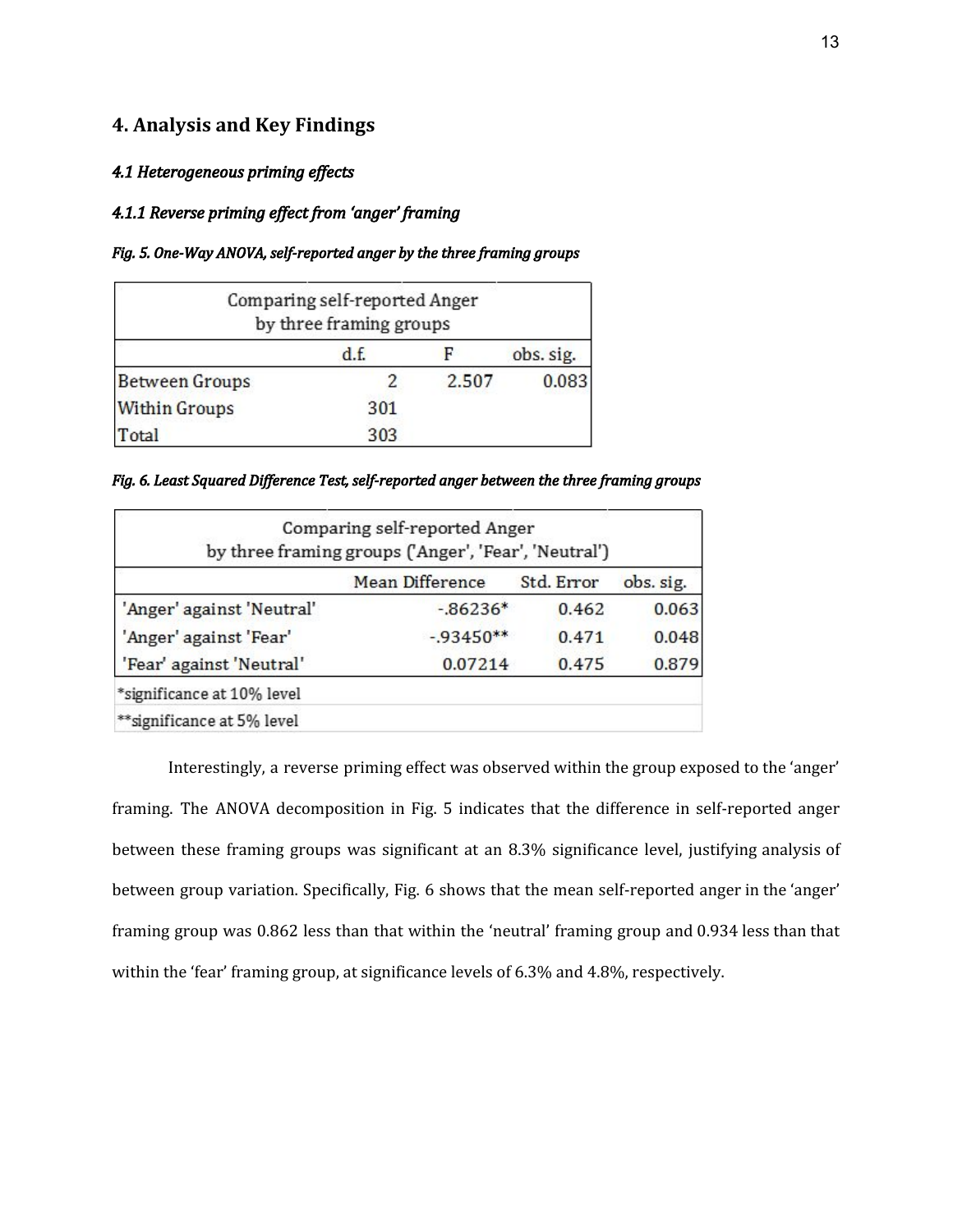# 4. Analysis and Key Findings

## *4.1 Heterogeneous priming effects*

### *4.1.1 Reverse priming effect from 'anger' framing*

***Fig. 5. One-Way ANOVA, self-reported anger by the three framing groups***

| Comparing self-reported Anger by three framing groups | | | |
|---|---|---|---|
| | d.f. | F | obs. sig. |
| Between Groups | 2 | 2.507 | 0.083 |
| Within Groups | 301 | | |
| Total | 303 | | |

***Fig. 6. Least Squared Difference Test, self-reported anger between the three framing groups***

| Comparing self-reported Anger by three framing groups ('Anger', 'Fear', 'Neutral') | | | |
|---|---|---|---|
| | Mean Difference | Std. Error | obs. sig. |
| 'Anger' against 'Neutral' | -.86236* | 0.462 | 0.063 |
| 'Anger' against 'Fear' | -.93450** | 0.471 | 0.048 |
| 'Fear' against 'Neutral' | 0.07214 | 0.475 | 0.879 |

*significance at 10% level

**significance at 5% level

Interestingly, a reverse priming effect was observed within the group exposed to the 'anger' framing. The ANOVA decomposition in Fig. 5 indicates that the difference in self-reported anger between these framing groups was significant at an 8.3% significance level, justifying analysis of between group variation. Specifically, Fig. 6 shows that the mean self-reported anger in the 'anger' framing group was 0.862 less than that within the 'neutral' framing group and 0.934 less than that within the 'fear' framing group, at significance levels of 6.3% and 4.8%, respectively.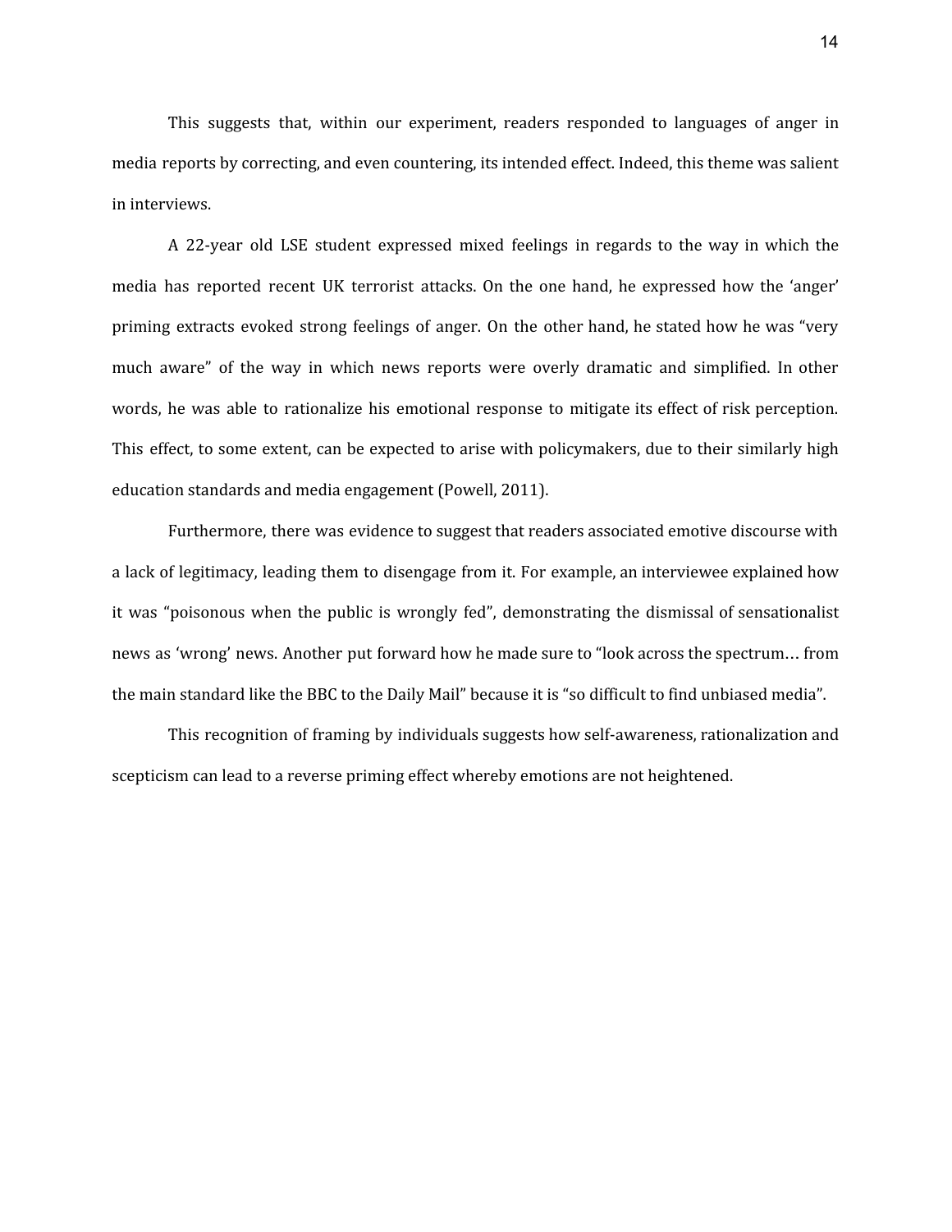This suggests that, within our experiment, readers responded to languages of anger in media reports by correcting, and even countering, its intended effect. Indeed, this theme was salient in interviews.

A 22-year old LSE student expressed mixed feelings in regards to the way in which the media has reported recent UK terrorist attacks. On the one hand, he expressed how the 'anger' priming extracts evoked strong feelings of anger. On the other hand, he stated how he was "very much aware" of the way in which news reports were overly dramatic and simplified. In other words, he was able to rationalize his emotional response to mitigate its effect of risk perception. This effect, to some extent, can be expected to arise with policymakers, due to their similarly high education standards and media engagement (Powell, 2011).

Furthermore, there was evidence to suggest that readers associated emotive discourse with a lack of legitimacy, leading them to disengage from it. For example, an interviewee explained how it was "poisonous when the public is wrongly fed", demonstrating the dismissal of sensationalist news as 'wrong' news. Another put forward how he made sure to "look across the spectrum… from the main standard like the BBC to the Daily Mail" because it is "so difficult to find unbiased media".

This recognition of framing by individuals suggests how self-awareness, rationalization and scepticism can lead to a reverse priming effect whereby emotions are not heightened.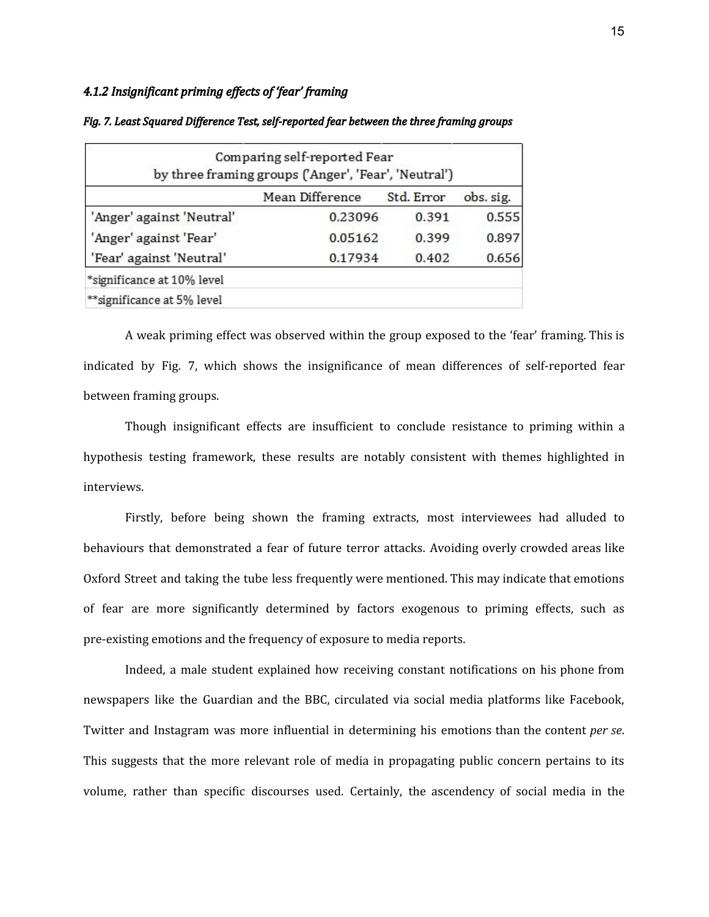#### *4.1.2 Insignificant priming effects of 'fear' framing*

***Fig. 7. Least Squared Difference Test, self-reported fear between the three framing groups***

| Comparing self-reported Fear by three framing groups ('Anger', 'Fear', 'Neutral') | | | |
|---|---|---|---|
| | Mean Difference | Std. Error | obs. sig. |
| 'Anger' against 'Neutral' | 0.23096 | 0.391 | 0.555 |
| 'Anger' against 'Fear' | 0.05162 | 0.399 | 0.897 |
| 'Fear' against 'Neutral' | 0.17934 | 0.402 | 0.656 |
| *significance at 10% level | | | |
| **significance at 5% level | | | |

A weak priming effect was observed within the group exposed to the 'fear' framing. This is indicated by Fig. 7, which shows the insignificance of mean differences of self-reported fear between framing groups.

Though insignificant effects are insufficient to conclude resistance to priming within a hypothesis testing framework, these results are notably consistent with themes highlighted in interviews.

Firstly, before being shown the framing extracts, most interviewees had alluded to behaviours that demonstrated a fear of future terror attacks. Avoiding overly crowded areas like Oxford Street and taking the tube less frequently were mentioned. This may indicate that emotions of fear are more significantly determined by factors exogenous to priming effects, such as pre-existing emotions and the frequency of exposure to media reports.

Indeed, a male student explained how receiving constant notifications on his phone from newspapers like the Guardian and the BBC, circulated via social media platforms like Facebook, Twitter and Instagram was more influential in determining his emotions than the content *per se*. This suggests that the more relevant role of media in propagating public concern pertains to its volume, rather than specific discourses used. Certainly, the ascendency of social media in the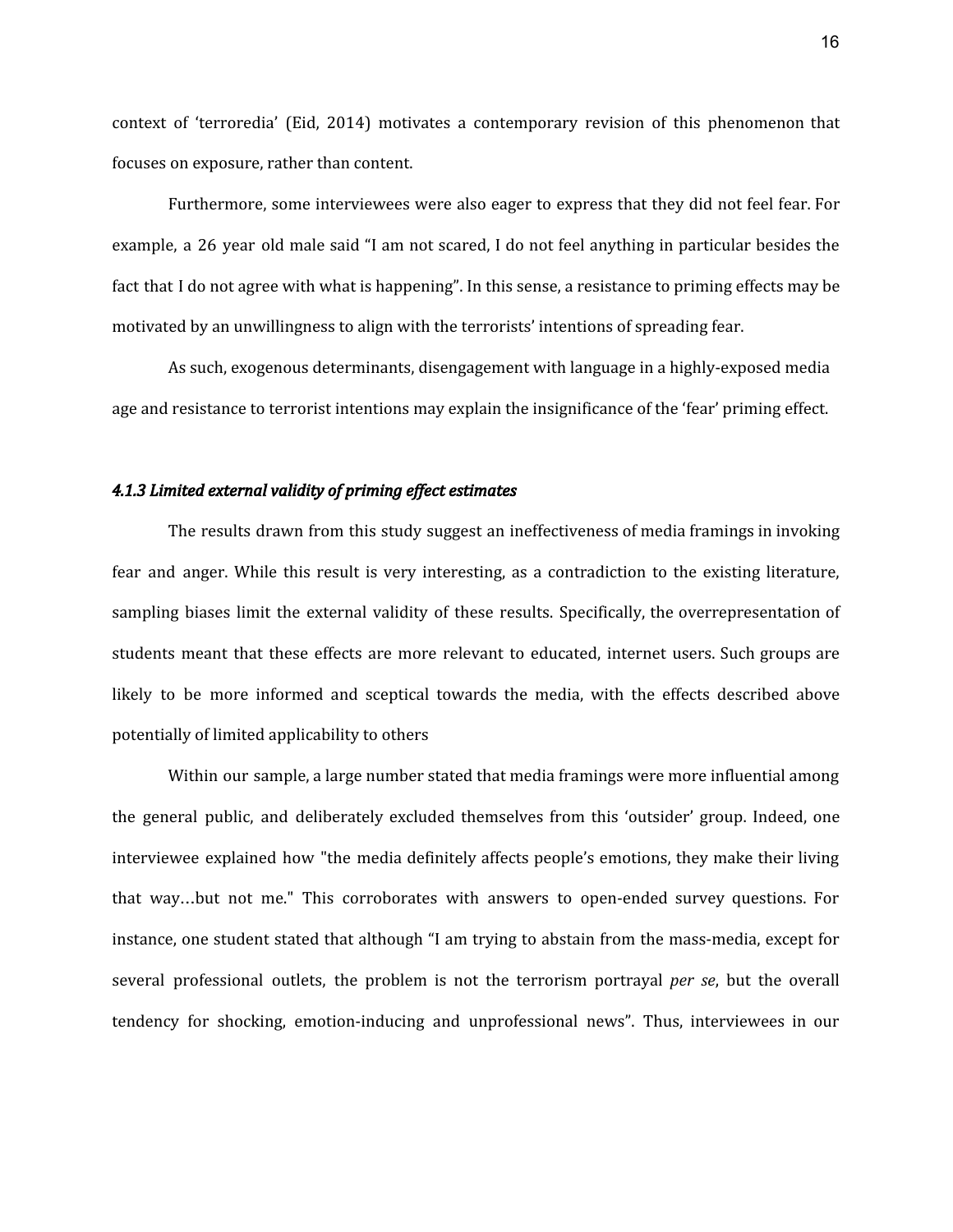context of 'terroredia' (Eid, 2014) motivates a contemporary revision of this phenomenon that focuses on exposure, rather than content.

Furthermore, some interviewees were also eager to express that they did not feel fear. For example, a 26 year old male said "I am not scared, I do not feel anything in particular besides the fact that I do not agree with what is happening". In this sense, a resistance to priming effects may be motivated by an unwillingness to align with the terrorists' intentions of spreading fear.

As such, exogenous determinants, disengagement with language in a highly-exposed media age and resistance to terrorist intentions may explain the insignificance of the 'fear' priming effect.

#### *4.1.3 Limited external validity of priming effect estimates*

The results drawn from this study suggest an ineffectiveness of media framings in invoking fear and anger. While this result is very interesting, as a contradiction to the existing literature, sampling biases limit the external validity of these results. Specifically, the overrepresentation of students meant that these effects are more relevant to educated, internet users. Such groups are likely to be more informed and sceptical towards the media, with the effects described above potentially of limited applicability to others

Within our sample, a large number stated that media framings were more influential among the general public, and deliberately excluded themselves from this 'outsider' group. Indeed, one interviewee explained how "the media definitely affects people's emotions, they make their living that way…but not me." This corroborates with answers to open-ended survey questions. For instance, one student stated that although "I am trying to abstain from the mass-media, except for several professional outlets, the problem is not the terrorism portrayal *per se*, but the overall tendency for shocking, emotion-inducing and unprofessional news". Thus, interviewees in our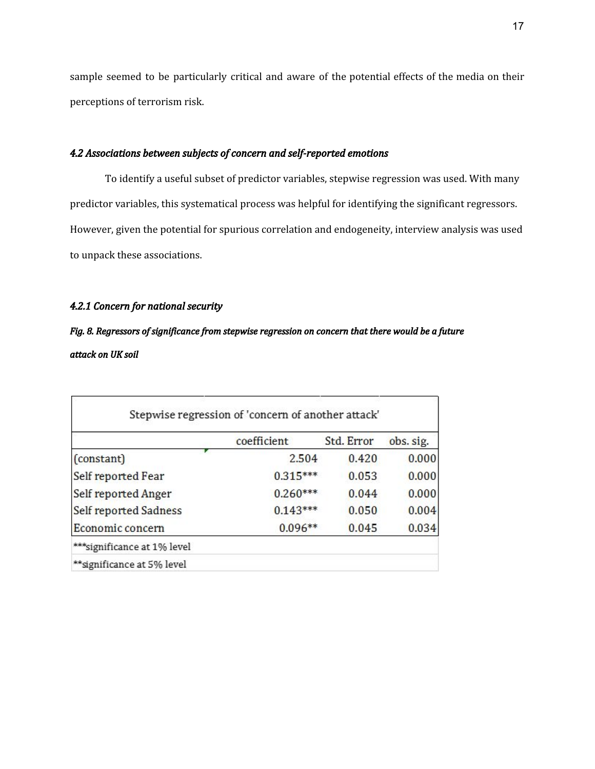sample seemed to be particularly critical and aware of the potential effects of the media on their perceptions of terrorism risk.

### *4.2 Associations between subjects of concern and self-reported emotions*

To identify a useful subset of predictor variables, stepwise regression was used. With many predictor variables, this systematical process was helpful for identifying the significant regressors. However, given the potential for spurious correlation and endogeneity, interview analysis was used to unpack these associations.

#### *4.2.1 Concern for national security*

***Fig. 8. Regressors of significance from stepwise regression on concern that there would be a future attack on UK soil***

| Stepwise regression of 'concern of another attack' | | | |
|---|---|---|---|
| | coefficient | Std. Error | obs. sig. |
| (constant) | 2.504 | 0.420 | 0.000 |
| Self reported Fear | 0.315*** | 0.053 | 0.000 |
| Self reported Anger | 0.260*** | 0.044 | 0.000 |
| Self reported Sadness | 0.143*** | 0.050 | 0.004 |
| Economic concern | 0.096** | 0.045 | 0.034 |
| ***significance at 1% level | | | |
| **significance at 5% level | | | |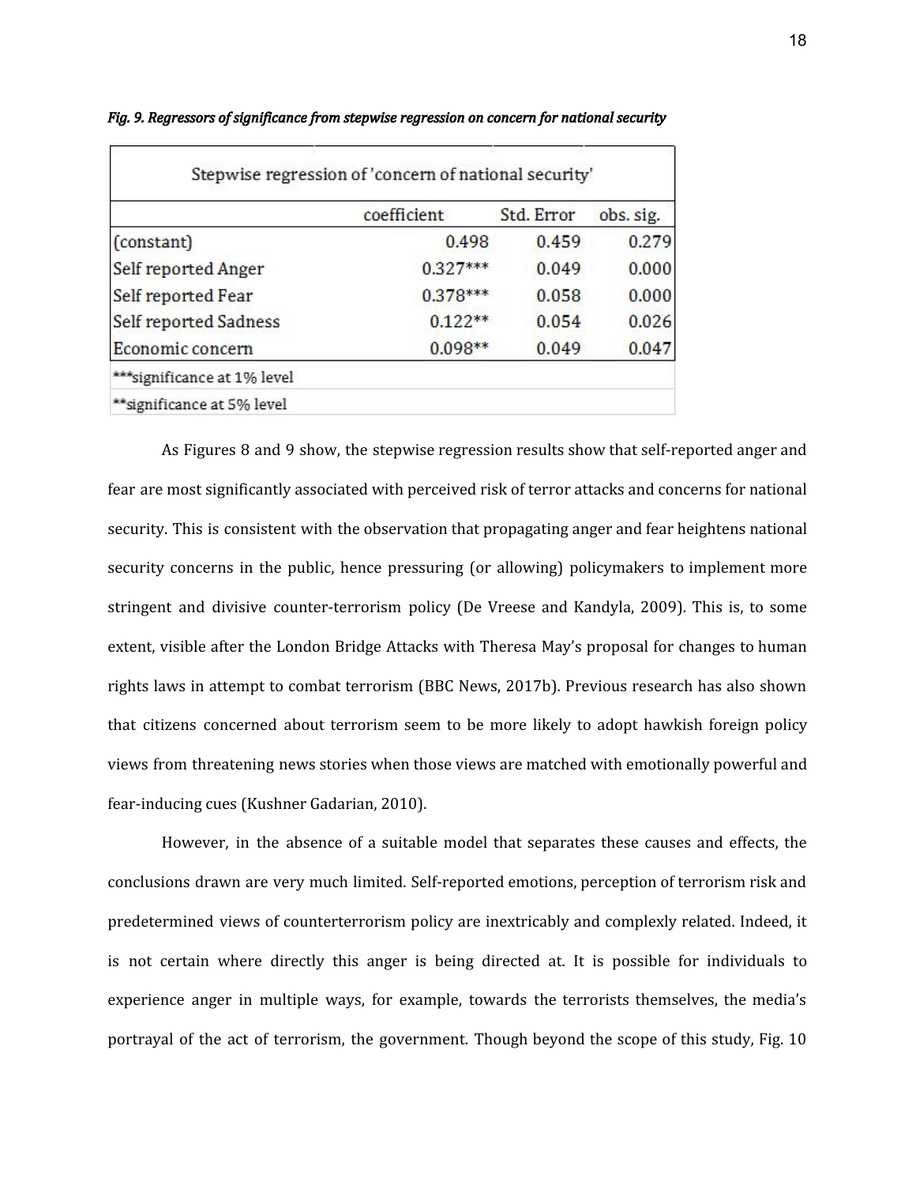*Fig. 9. Regressors of significance from stepwise regression on concern for national security*

| Stepwise regression of 'concern of national security' | | | |
|---|---|---|---|
| | coefficient | Std. Error | obs. sig. |
| (constant) | 0.498 | 0.459 | 0.279 |
| Self reported Anger | 0.327*** | 0.049 | 0.000 |
| Self reported Fear | 0.378*** | 0.058 | 0.000 |
| Self reported Sadness | 0.122** | 0.054 | 0.026 |
| Economic concern | 0.098** | 0.049 | 0.047 |
| ***significance at 1% level | | | |
| **significance at 5% level | | | |

As Figures 8 and 9 show, the stepwise regression results show that self-reported anger and fear are most significantly associated with perceived risk of terror attacks and concerns for national security. This is consistent with the observation that propagating anger and fear heightens national security concerns in the public, hence pressuring (or allowing) policymakers to implement more stringent and divisive counter-terrorism policy (De Vreese and Kandyla, 2009). This is, to some extent, visible after the London Bridge Attacks with Theresa May's proposal for changes to human rights laws in attempt to combat terrorism (BBC News, 2017b). Previous research has also shown that citizens concerned about terrorism seem to be more likely to adopt hawkish foreign policy views from threatening news stories when those views are matched with emotionally powerful and fear-inducing cues (Kushner Gadarian, 2010).

However, in the absence of a suitable model that separates these causes and effects, the conclusions drawn are very much limited. Self-reported emotions, perception of terrorism risk and predetermined views of counterterrorism policy are inextricably and complexly related. Indeed, it is not certain where directly this anger is being directed at. It is possible for individuals to experience anger in multiple ways, for example, towards the terrorists themselves, the media's portrayal of the act of terrorism, the government. Though beyond the scope of this study, Fig. 10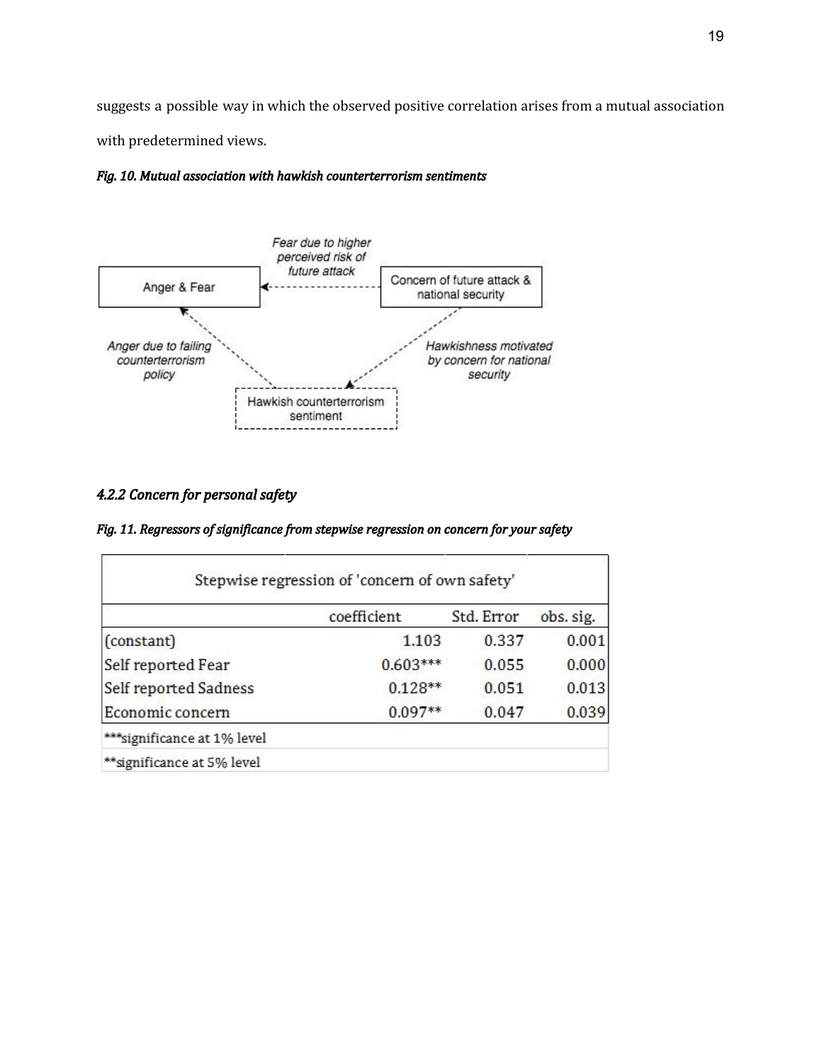suggests a possible way in which the observed positive correlation arises from a mutual association with predetermined views.

***Fig. 10. Mutual association with hawkish counterterrorism sentiments***

### *4.2.2 Concern for personal safety*

***Fig. 11. Regressors of significance from stepwise regression on concern for your safety***

| Stepwise regression of 'concern of own safety' | | | |
|---|---|---|---|
| | coefficient | Std. Error | obs. sig. |
| (constant) | 1.103 | 0.337 | 0.001 |
| Self reported Fear | 0.603*** | 0.055 | 0.000 |
| Self reported Sadness | 0.128** | 0.051 | 0.013 |
| Economic concern | 0.097** | 0.047 | 0.039 |

***significance at 1% level

**significance at 5% level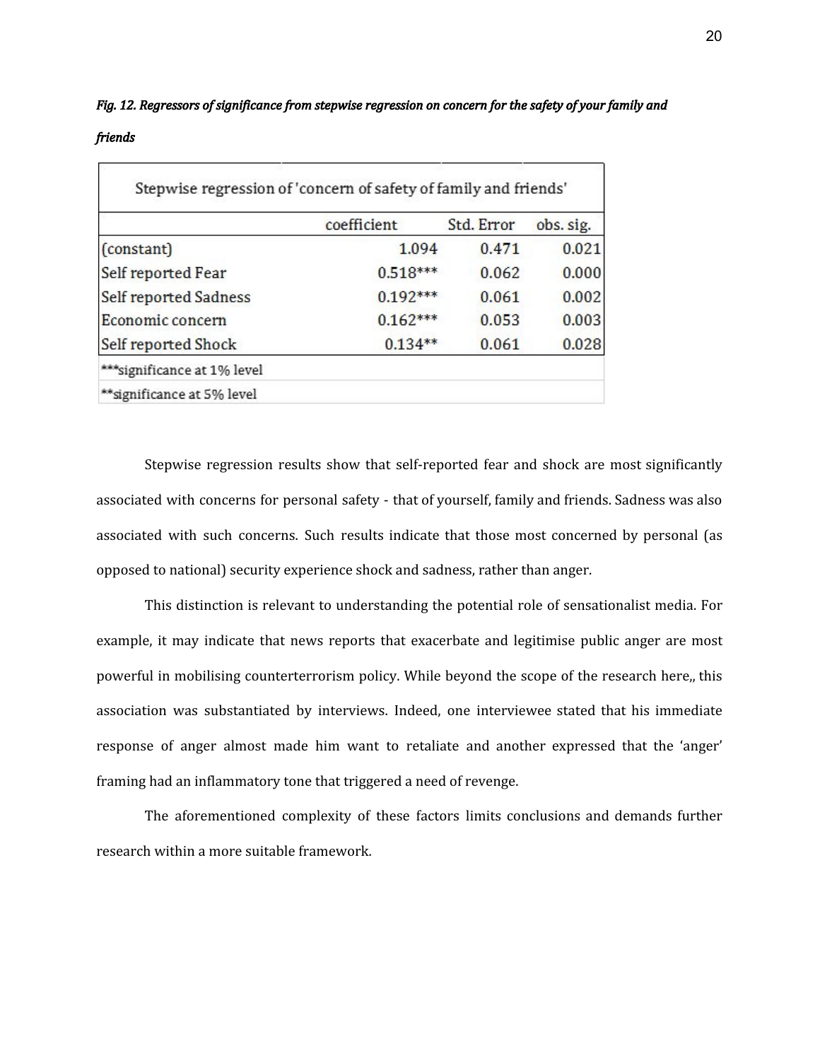*Fig. 12. Regressors of significance from stepwise regression on concern for the safety of your family and friends*

| Stepwise regression of 'concern of safety of family and friends' | | | |
|---|---|---|---|
| | coefficient | Std. Error | obs. sig. |
| (constant) | 1.094 | 0.471 | 0.021 |
| Self reported Fear | 0.518*** | 0.062 | 0.000 |
| Self reported Sadness | 0.192*** | 0.061 | 0.002 |
| Economic concern | 0.162*** | 0.053 | 0.003 |
| Self reported Shock | 0.134** | 0.061 | 0.028 |
| ***significance at 1% level | | | |
| **significance at 5% level | | | |

Stepwise regression results show that self-reported fear and shock are most significantly associated with concerns for personal safety - that of yourself, family and friends. Sadness was also associated with such concerns. Such results indicate that those most concerned by personal (as opposed to national) security experience shock and sadness, rather than anger.

This distinction is relevant to understanding the potential role of sensationalist media. For example, it may indicate that news reports that exacerbate and legitimise public anger are most powerful in mobilising counterterrorism policy. While beyond the scope of the research here,, this association was substantiated by interviews. Indeed, one interviewee stated that his immediate response of anger almost made him want to retaliate and another expressed that the 'anger' framing had an inflammatory tone that triggered a need of revenge.

The aforementioned complexity of these factors limits conclusions and demands further research within a more suitable framework.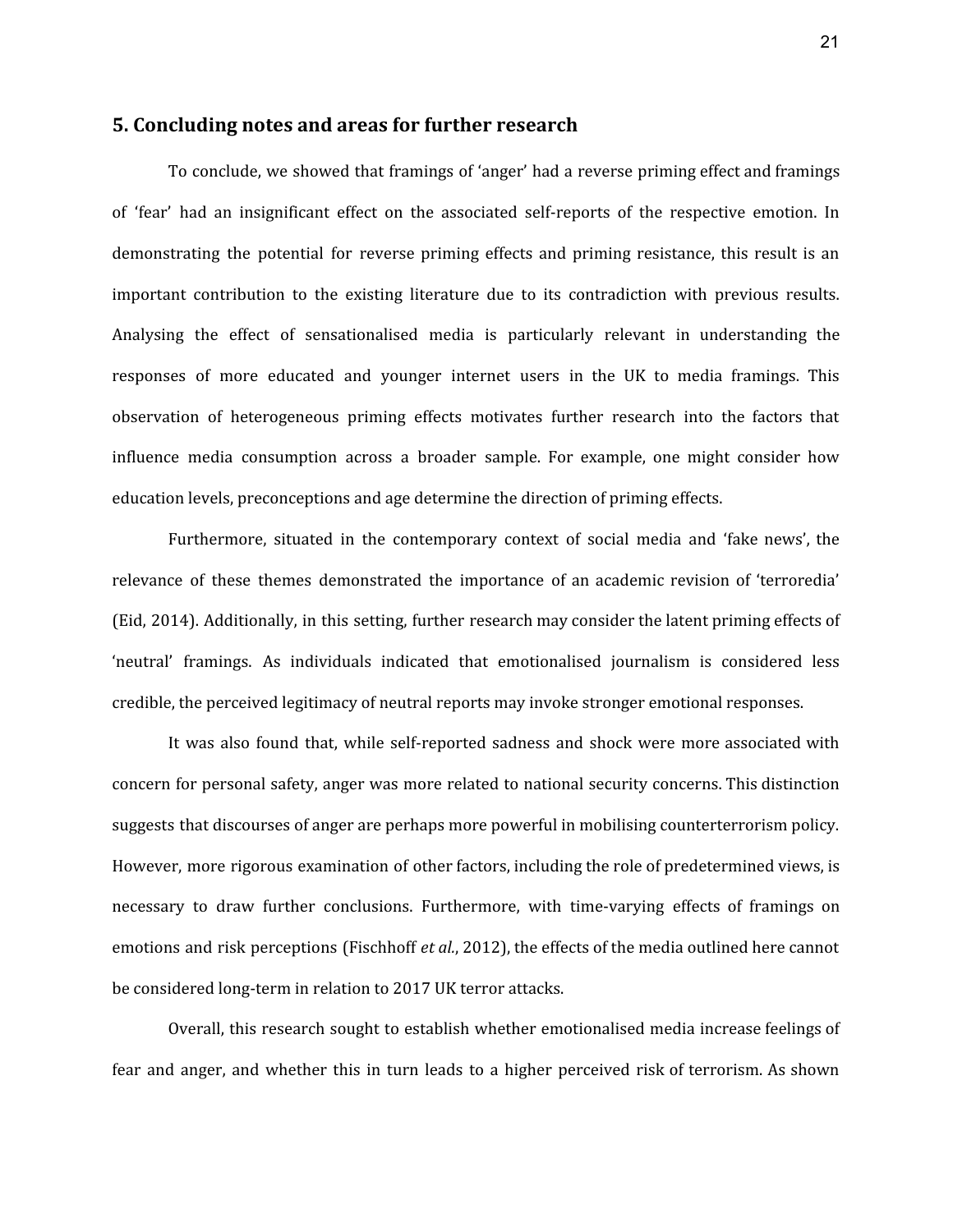## 5. Concluding notes and areas for further research

To conclude, we showed that framings of 'anger' had a reverse priming effect and framings of 'fear' had an insignificant effect on the associated self-reports of the respective emotion. In demonstrating the potential for reverse priming effects and priming resistance, this result is an important contribution to the existing literature due to its contradiction with previous results. Analysing the effect of sensationalised media is particularly relevant in understanding the responses of more educated and younger internet users in the UK to media framings. This observation of heterogeneous priming effects motivates further research into the factors that influence media consumption across a broader sample. For example, one might consider how education levels, preconceptions and age determine the direction of priming effects.

Furthermore, situated in the contemporary context of social media and 'fake news', the relevance of these themes demonstrated the importance of an academic revision of 'terroredia' (Eid, 2014). Additionally, in this setting, further research may consider the latent priming effects of 'neutral' framings. As individuals indicated that emotionalised journalism is considered less credible, the perceived legitimacy of neutral reports may invoke stronger emotional responses.

It was also found that, while self-reported sadness and shock were more associated with concern for personal safety, anger was more related to national security concerns. This distinction suggests that discourses of anger are perhaps more powerful in mobilising counterterrorism policy. However, more rigorous examination of other factors, including the role of predetermined views, is necessary to draw further conclusions. Furthermore, with time-varying effects of framings on emotions and risk perceptions (Fischhoff *et al.*, 2012), the effects of the media outlined here cannot be considered long-term in relation to 2017 UK terror attacks.

Overall, this research sought to establish whether emotionalised media increase feelings of fear and anger, and whether this in turn leads to a higher perceived risk of terrorism. As shown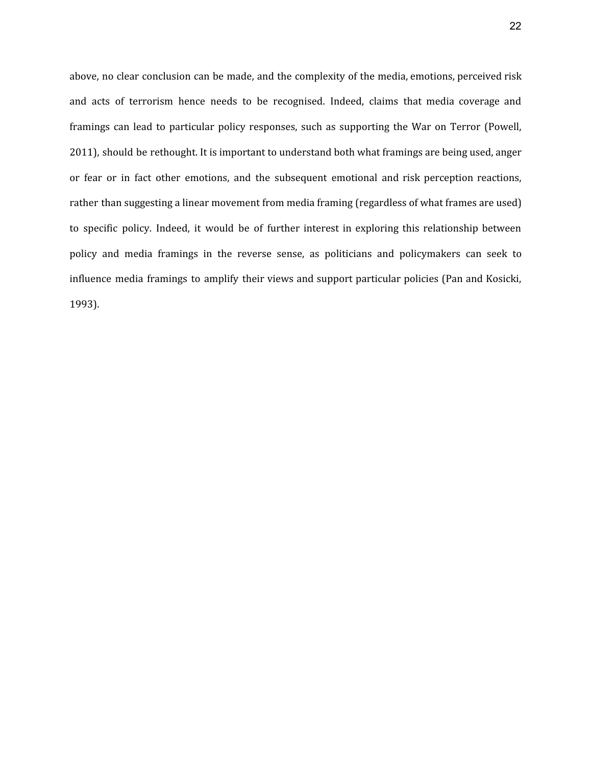above, no clear conclusion can be made, and the complexity of the media, emotions, perceived risk and acts of terrorism hence needs to be recognised. Indeed, claims that media coverage and framings can lead to particular policy responses, such as supporting the War on Terror (Powell, 2011), should be rethought. It is important to understand both what framings are being used, anger or fear or in fact other emotions, and the subsequent emotional and risk perception reactions, rather than suggesting a linear movement from media framing (regardless of what frames are used) to specific policy. Indeed, it would be of further interest in exploring this relationship between policy and media framings in the reverse sense, as politicians and policymakers can seek to influence media framings to amplify their views and support particular policies (Pan and Kosicki, 1993).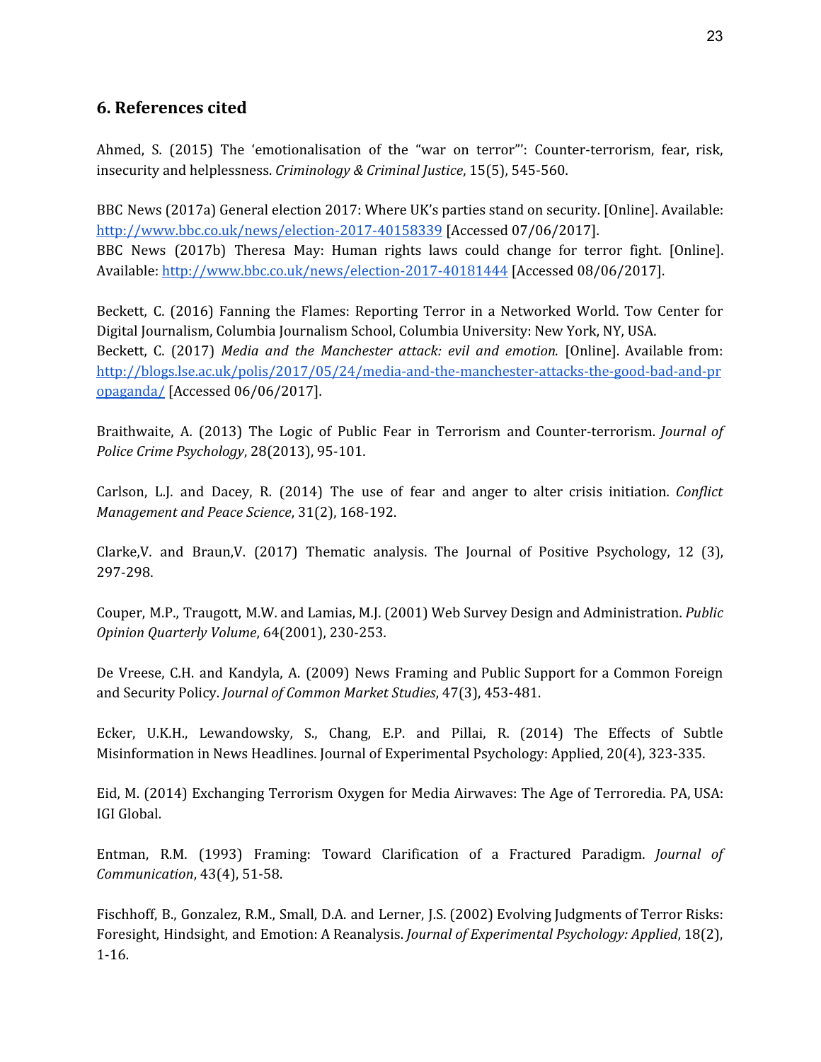## 6. References cited

Ahmed, S. (2015) The 'emotionalisation of the "war on terror"': Counter-terrorism, fear, risk, insecurity and helplessness. *Criminology & Criminal Justice*, 15(5), 545-560.

BBC News (2017a) General election 2017: Where UK's parties stand on security. [Online]. Available: http://www.bbc.co.uk/news/election-2017-40158339 [Accessed 07/06/2017].
BBC News (2017b) Theresa May: Human rights laws could change for terror fight. [Online]. Available: http://www.bbc.co.uk/news/election-2017-40181444 [Accessed 08/06/2017].

Beckett, C. (2016) Fanning the Flames: Reporting Terror in a Networked World. Tow Center for Digital Journalism, Columbia Journalism School, Columbia University: New York, NY, USA.
Beckett, C. (2017) *Media and the Manchester attack: evil and emotion.* [Online]. Available from: http://blogs.lse.ac.uk/polis/2017/05/24/media-and-the-manchester-attacks-the-good-bad-and-propaganda/ [Accessed 06/06/2017].

Braithwaite, A. (2013) The Logic of Public Fear in Terrorism and Counter-terrorism. *Journal of Police Crime Psychology*, 28(2013), 95-101.

Carlson, L.J. and Dacey, R. (2014) The use of fear and anger to alter crisis initiation. *Conflict Management and Peace Science*, 31(2), 168-192.

Clarke,V. and Braun,V. (2017) Thematic analysis. The Journal of Positive Psychology, 12 (3), 297-298.

Couper, M.P., Traugott, M.W. and Lamias, M.J. (2001) Web Survey Design and Administration. *Public Opinion Quarterly Volume*, 64(2001), 230-253.

De Vreese, C.H. and Kandyla, A. (2009) News Framing and Public Support for a Common Foreign and Security Policy. *Journal of Common Market Studies*, 47(3), 453-481.

Ecker, U.K.H., Lewandowsky, S., Chang, E.P. and Pillai, R. (2014) The Effects of Subtle Misinformation in News Headlines. Journal of Experimental Psychology: Applied, 20(4), 323-335.

Eid, M. (2014) Exchanging Terrorism Oxygen for Media Airwaves: The Age of Terroredia. PA, USA: IGI Global.

Entman, R.M. (1993) Framing: Toward Clarification of a Fractured Paradigm. *Journal of Communication*, 43(4), 51-58.

Fischhoff, B., Gonzalez, R.M., Small, D.A. and Lerner, J.S. (2002) Evolving Judgments of Terror Risks: Foresight, Hindsight, and Emotion: A Reanalysis. *Journal of Experimental Psychology: Applied*, 18(2), 1-16.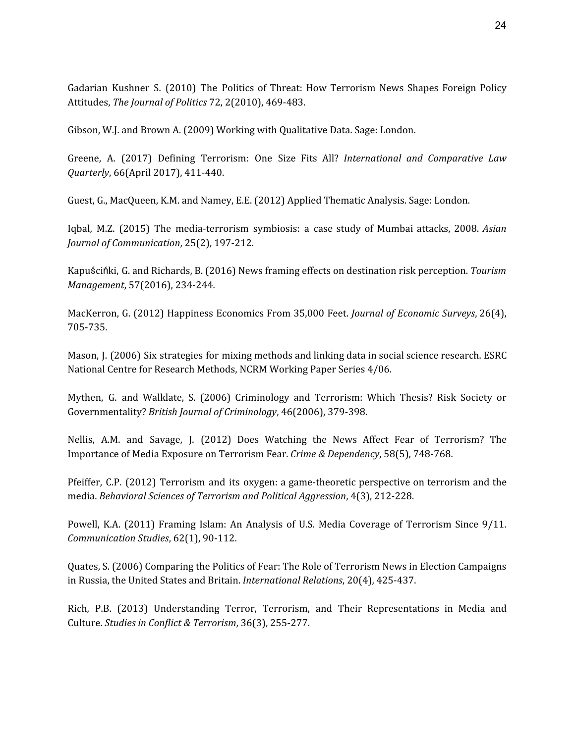Gadarian Kushner S. (2010) The Politics of Threat: How Terrorism News Shapes Foreign Policy Attitudes, *The Journal of Politics* 72, 2(2010), 469-483.

Gibson, W.J. and Brown A. (2009) Working with Qualitative Data. Sage: London.

Greene, A. (2017) Defining Terrorism: One Size Fits All? *International and Comparative Law Quarterly*, 66(April 2017), 411-440.

Guest, G., MacQueen, K.M. and Namey, E.E. (2012) Applied Thematic Analysis. Sage: London.

Iqbal, M.Z. (2015) The media-terrorism symbiosis: a case study of Mumbai attacks, 2008. *Asian Journal of Communication*, 25(2), 197-212.

Kapuściński, G. and Richards, B. (2016) News framing effects on destination risk perception. *Tourism Management*, 57(2016), 234-244.

MacKerron, G. (2012) Happiness Economics From 35,000 Feet. *Journal of Economic Surveys*, 26(4), 705-735.

Mason, J. (2006) Six strategies for mixing methods and linking data in social science research. ESRC National Centre for Research Methods, NCRM Working Paper Series 4/06.

Mythen, G. and Walklate, S. (2006) Criminology and Terrorism: Which Thesis? Risk Society or Governmentality? *British Journal of Criminology*, 46(2006), 379-398.

Nellis, A.M. and Savage, J. (2012) Does Watching the News Affect Fear of Terrorism? The Importance of Media Exposure on Terrorism Fear. *Crime & Dependency*, 58(5), 748-768.

Pfeiffer, C.P. (2012) Terrorism and its oxygen: a game-theoretic perspective on terrorism and the media. *Behavioral Sciences of Terrorism and Political Aggression*, 4(3), 212-228.

Powell, K.A. (2011) Framing Islam: An Analysis of U.S. Media Coverage of Terrorism Since 9/11. *Communication Studies*, 62(1), 90-112.

Quates, S. (2006) Comparing the Politics of Fear: The Role of Terrorism News in Election Campaigns in Russia, the United States and Britain. *International Relations*, 20(4), 425-437.

Rich, P.B. (2013) Understanding Terror, Terrorism, and Their Representations in Media and Culture. *Studies in Conflict & Terrorism*, 36(3), 255-277.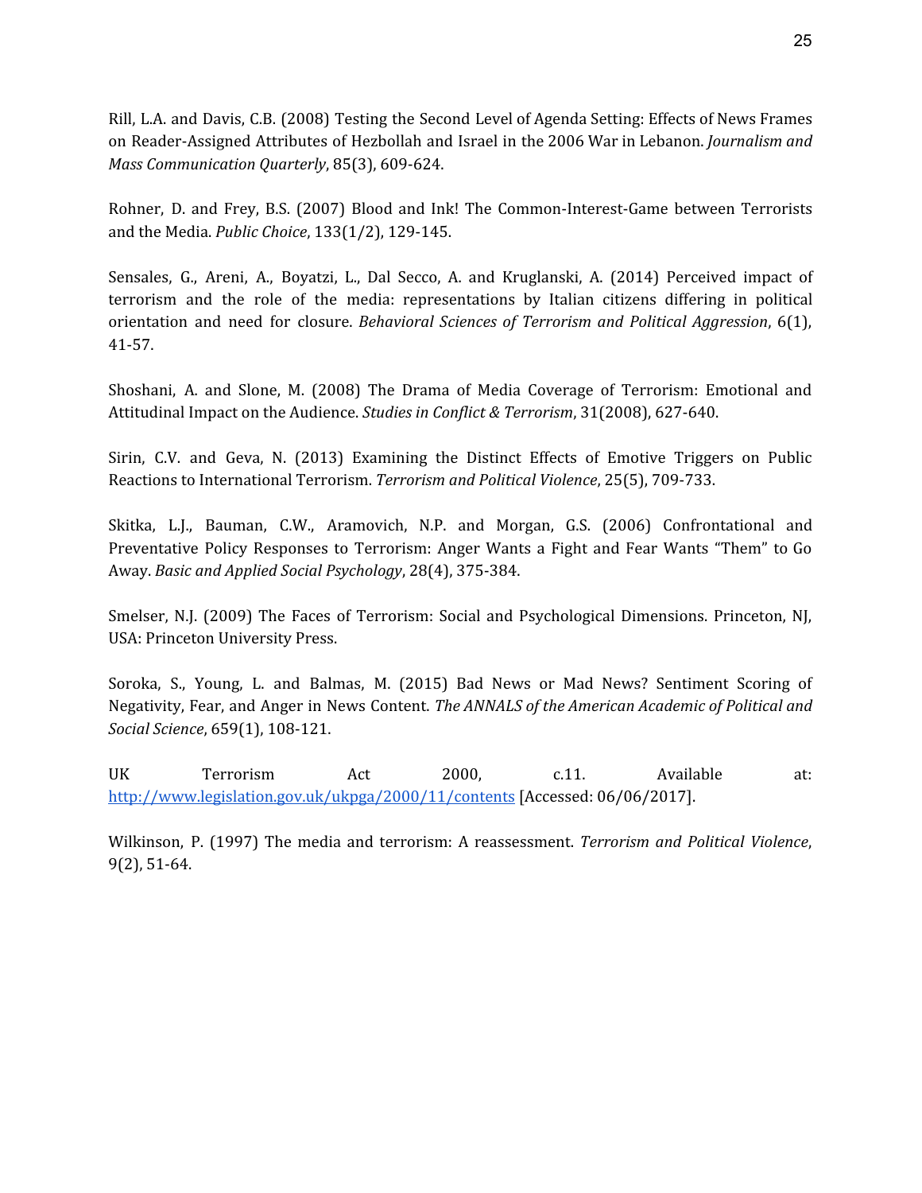Rill, L.A. and Davis, C.B. (2008) Testing the Second Level of Agenda Setting: Effects of News Frames on Reader-Assigned Attributes of Hezbollah and Israel in the 2006 War in Lebanon. *Journalism and Mass Communication Quarterly*, 85(3), 609-624.

Rohner, D. and Frey, B.S. (2007) Blood and Ink! The Common-Interest-Game between Terrorists and the Media. *Public Choice*, 133(1/2), 129-145.

Sensales, G., Areni, A., Boyatzi, L., Dal Secco, A. and Kruglanski, A. (2014) Perceived impact of terrorism and the role of the media: representations by Italian citizens differing in political orientation and need for closure. *Behavioral Sciences of Terrorism and Political Aggression*, 6(1), 41-57.

Shoshani, A. and Slone, M. (2008) The Drama of Media Coverage of Terrorism: Emotional and Attitudinal Impact on the Audience. *Studies in Conflict & Terrorism*, 31(2008), 627-640.

Sirin, C.V. and Geva, N. (2013) Examining the Distinct Effects of Emotive Triggers on Public Reactions to International Terrorism. *Terrorism and Political Violence*, 25(5), 709-733.

Skitka, L.J., Bauman, C.W., Aramovich, N.P. and Morgan, G.S. (2006) Confrontational and Preventative Policy Responses to Terrorism: Anger Wants a Fight and Fear Wants "Them" to Go Away. *Basic and Applied Social Psychology*, 28(4), 375-384.

Smelser, N.J. (2009) The Faces of Terrorism: Social and Psychological Dimensions. Princeton, NJ, USA: Princeton University Press.

Soroka, S., Young, L. and Balmas, M. (2015) Bad News or Mad News? Sentiment Scoring of Negativity, Fear, and Anger in News Content. *The ANNALS of the American Academic of Political and Social Science*, 659(1), 108-121.

UK Terrorism Act 2000, c.11. Available at: http://www.legislation.gov.uk/ukpga/2000/11/contents [Accessed: 06/06/2017].

Wilkinson, P. (1997) The media and terrorism: A reassessment. *Terrorism and Political Violence*, 9(2), 51-64.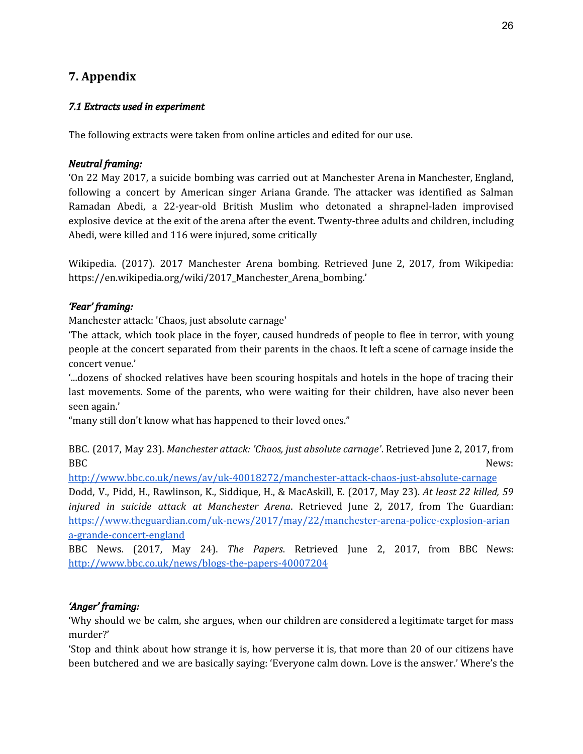## 7. Appendix

### *7.1 Extracts used in experiment*

The following extracts were taken from online articles and edited for our use.

***Neutral framing:***

'On 22 May 2017, a suicide bombing was carried out at Manchester Arena in Manchester, England, following a concert by American singer Ariana Grande. The attacker was identified as Salman Ramadan Abedi, a 22-year-old British Muslim who detonated a shrapnel-laden improvised explosive device at the exit of the arena after the event. Twenty-three adults and children, including Abedi, were killed and 116 were injured, some critically

Wikipedia. (2017). 2017 Manchester Arena bombing. Retrieved June 2, 2017, from Wikipedia: https://en.wikipedia.org/wiki/2017_Manchester_Arena_bombing.'

***'Fear' framing:***

Manchester attack: 'Chaos, just absolute carnage'

'The attack, which took place in the foyer, caused hundreds of people to flee in terror, with young people at the concert separated from their parents in the chaos. It left a scene of carnage inside the concert venue.'

'...dozens of shocked relatives have been scouring hospitals and hotels in the hope of tracing their last movements. Some of the parents, who were waiting for their children, have also never been seen again.'

"many still don't know what has happened to their loved ones."

BBC. (2017, May 23). *Manchester attack: 'Chaos, just absolute carnage'*. Retrieved June 2, 2017, from BBC News: [http://www.bbc.co.uk/news/av/uk-40018272/manchester-attack-chaos-just-absolute-carnage](http://www.bbc.co.uk/news/av/uk-40018272/manchester-attack-chaos-just-absolute-carnage)

Dodd, V., Pidd, H., Rawlinson, K., Siddique, H., & MacAskill, E. (2017, May 23). *At least 22 killed, 59 injured in suicide attack at Manchester Arena*. Retrieved June 2, 2017, from The Guardian: [https://www.theguardian.com/uk-news/2017/may/22/manchester-arena-police-explosion-ariana-grande-concert-england](https://www.theguardian.com/uk-news/2017/may/22/manchester-arena-police-explosion-ariana-grande-concert-england)

BBC News. (2017, May 24). *The Papers*. Retrieved June 2, 2017, from BBC News: [http://www.bbc.co.uk/news/blogs-the-papers-40007204](http://www.bbc.co.uk/news/blogs-the-papers-40007204)

***'Anger' framing:***

'Why should we be calm, she argues, when our children are considered a legitimate target for mass murder?'

'Stop and think about how strange it is, how perverse it is, that more than 20 of our citizens have been butchered and we are basically saying: 'Everyone calm down. Love is the answer.' Where's the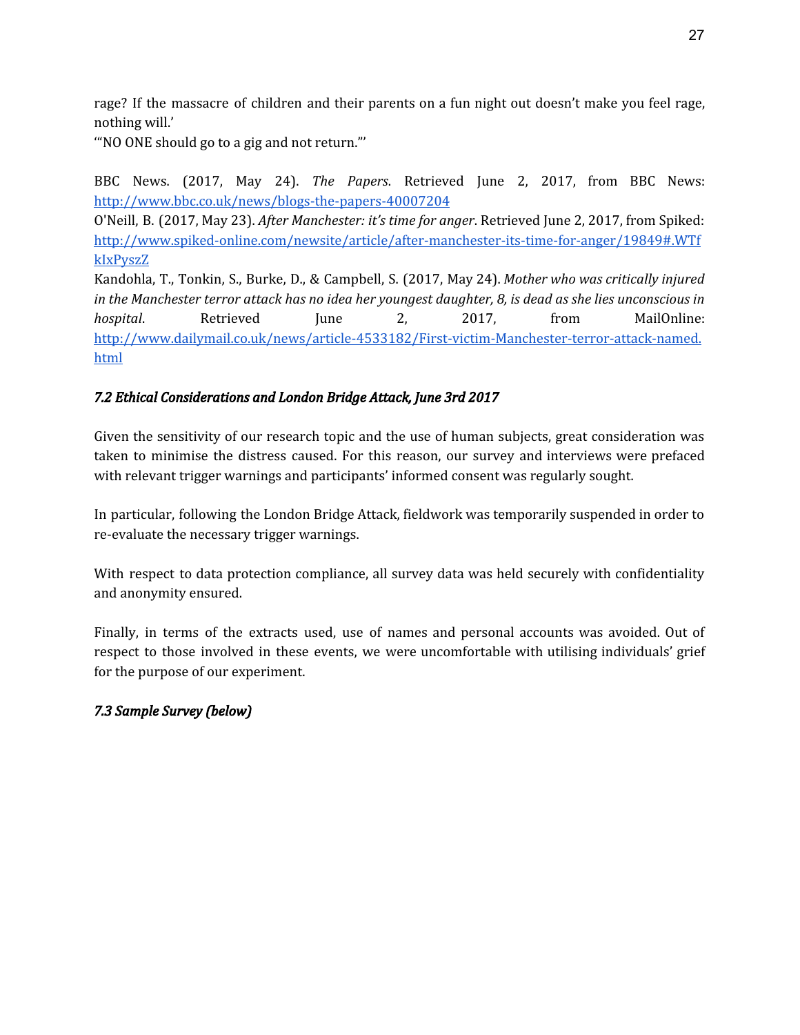rage? If the massacre of children and their parents on a fun night out doesn't make you feel rage, nothing will.'
'"NO ONE should go to a gig and not return."'

BBC News. (2017, May 24). *The Papers*. Retrieved June 2, 2017, from BBC News: [http://www.bbc.co.uk/news/blogs-the-papers-40007204](http://www.bbc.co.uk/news/blogs-the-papers-40007204)
O'Neill, B. (2017, May 23). *After Manchester: it's time for anger*. Retrieved June 2, 2017, from Spiked: [http://www.spiked-online.com/newsite/article/after-manchester-its-time-for-anger/19849#.WTfkIxPyszZ](http://www.spiked-online.com/newsite/article/after-manchester-its-time-for-anger/19849#.WTfkIxPyszZ)
Kandohla, T., Tonkin, S., Burke, D., & Campbell, S. (2017, May 24). *Mother who was critically injured in the Manchester terror attack has no idea her youngest daughter, 8, is dead as she lies unconscious in hospital*. Retrieved June 2, 2017, from MailOnline: [http://www.dailymail.co.uk/news/article-4533182/First-victim-Manchester-terror-attack-named.html](http://www.dailymail.co.uk/news/article-4533182/First-victim-Manchester-terror-attack-named.html)

### *7.2 Ethical Considerations and London Bridge Attack, June 3rd 2017*

Given the sensitivity of our research topic and the use of human subjects, great consideration was taken to minimise the distress caused. For this reason, our survey and interviews were prefaced with relevant trigger warnings and participants' informed consent was regularly sought.

In particular, following the London Bridge Attack, fieldwork was temporarily suspended in order to re-evaluate the necessary trigger warnings.

With respect to data protection compliance, all survey data was held securely with confidentiality and anonymity ensured.

Finally, in terms of the extracts used, use of names and personal accounts was avoided. Out of respect to those involved in these events, we were uncomfortable with utilising individuals' grief for the purpose of our experiment.

### *7.3 Sample Survey (below)*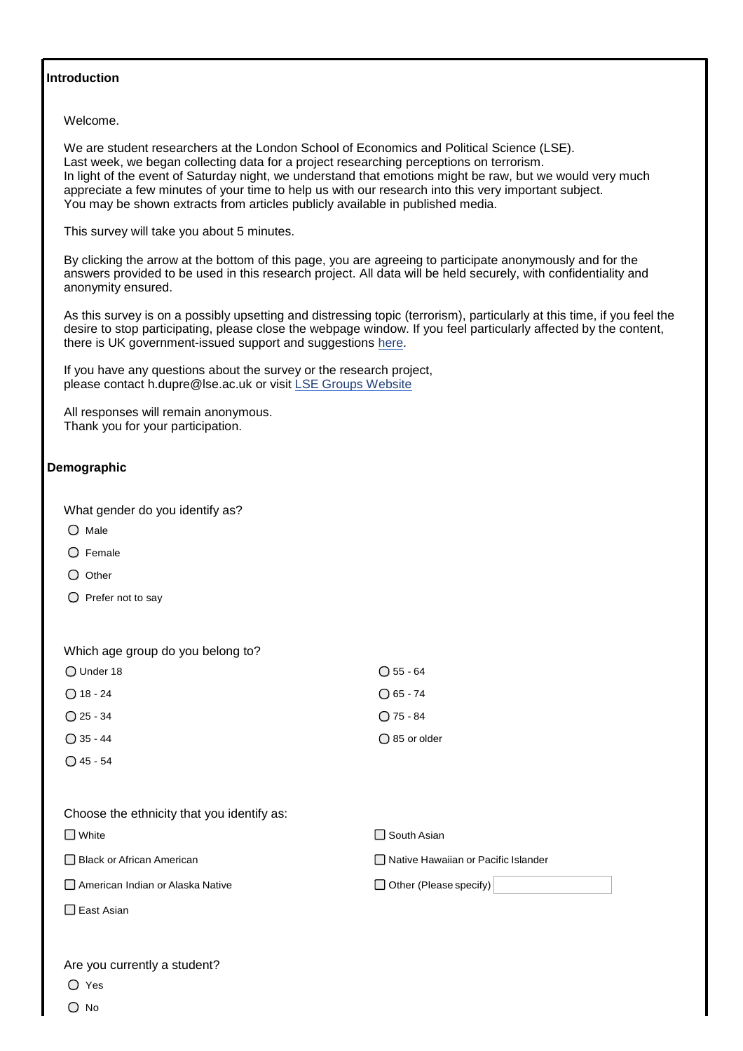## Introduction

Welcome.

We are student researchers at the London School of Economics and Political Science (LSE).
Last week, we began collecting data for a project researching perceptions on terrorism.
In light of the event of Saturday night, we understand that emotions might be raw, but we would very much appreciate a few minutes of your time to help us with our research into this very important subject.
You may be shown extracts from articles publicly available in published media.

This survey will take you about 5 minutes.

By clicking the arrow at the bottom of this page, you are agreeing to participate anonymously and for the answers provided to be used in this research project. All data will be held securely, with confidentiality and anonymity ensured.

As this survey is on a possibly upsetting and distressing topic (terrorism), particularly at this time, if you feel the desire to stop participating, please close the webpage window. If you feel particularly affected by the content, there is UK government-issued support and suggestions here.

If you have any questions about the survey or the research project, please contact h.dupre@lse.ac.uk or visit LSE Groups Website

All responses will remain anonymous.
Thank you for your participation.

## Demographic

What gender do you identify as?

- ○ Male
- ○ Female
- ○ Other
- ○ Prefer not to say

Which age group do you belong to?

- ○ Under 18
- ○ 18 - 24
- ○ 25 - 34
- ○ 35 - 44
- ○ 45 - 54
- ○ 55 - 64
- ○ 65 - 74
- ○ 75 - 84
- ○ 85 or older

Choose the ethnicity that you identify as:

- ☐ White
- ☐ Black or African American
- ☐ American Indian or Alaska Native
- ☐ East Asian
- ☐ South Asian
- ☐ Native Hawaiian or Pacific Islander
- ☐ Other (Please specify) ______

Are you currently a student?

- ○ Yes
- ○ No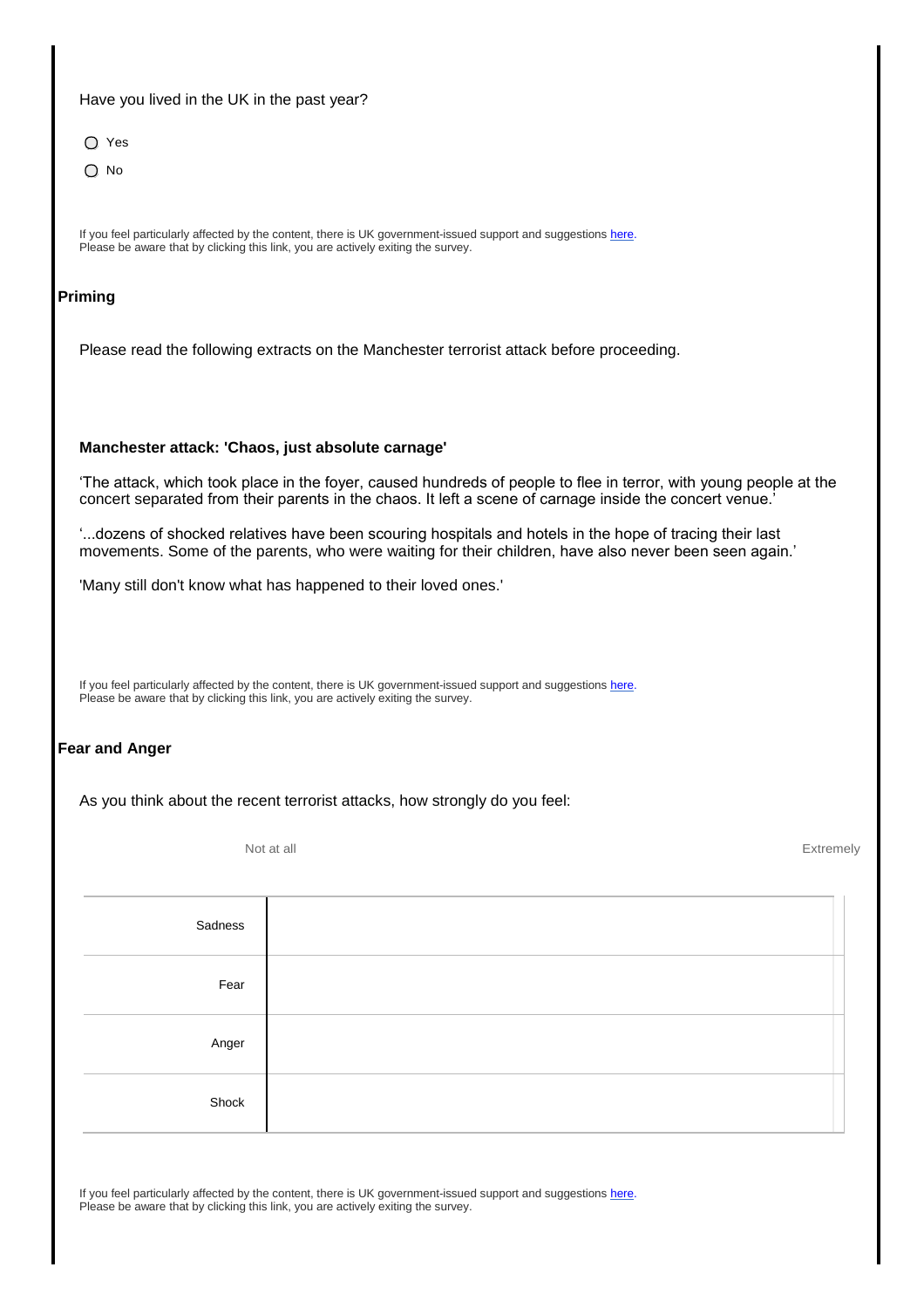Have you lived in the UK in the past year?

- ◯ Yes
- ◯ No

If you feel particularly affected by the content, there is UK government-issued support and suggestions here.
Please be aware that by clicking this link, you are actively exiting the survey.

**Priming**

Please read the following extracts on the Manchester terrorist attack before proceeding.

**Manchester attack: 'Chaos, just absolute carnage'**

'The attack, which took place in the foyer, caused hundreds of people to flee in terror, with young people at the concert separated from their parents in the chaos. It left a scene of carnage inside the concert venue.'

'...dozens of shocked relatives have been scouring hospitals and hotels in the hope of tracing their last movements. Some of the parents, who were waiting for their children, have also never been seen again.'

'Many still don't know what has happened to their loved ones.'

If you feel particularly affected by the content, there is UK government-issued support and suggestions here.
Please be aware that by clicking this link, you are actively exiting the survey.

**Fear and Anger**

As you think about the recent terrorist attacks, how strongly do you feel:

| | Not at all ... Extremely |
|---|---|
| Sadness | |
| Fear | |
| Anger | |
| Shock | |

If you feel particularly affected by the content, there is UK government-issued support and suggestions here.
Please be aware that by clicking this link, you are actively exiting the survey.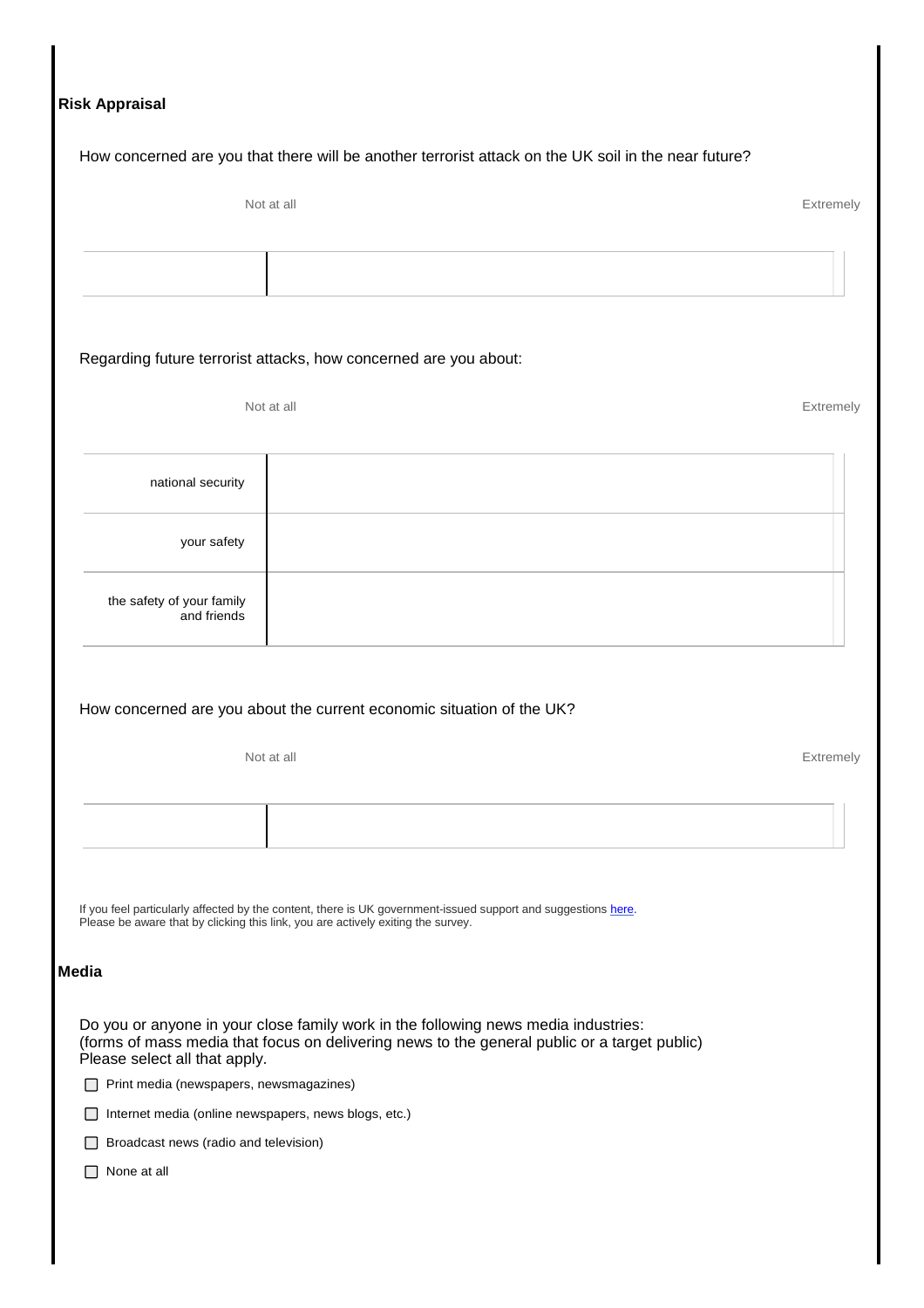**Risk Appraisal**

How concerned are you that there will be another terrorist attack on the UK soil in the near future?

Not at all — Extremely

Regarding future terrorist attacks, how concerned are you about:

| | Not at all — Extremely |
|---|---|
| national security | |
| your safety | |
| the safety of your family and friends | |

How concerned are you about the current economic situation of the UK?

Not at all — Extremely

If you feel particularly affected by the content, there is UK government-issued support and suggestions here.
Please be aware that by clicking this link, you are actively exiting the survey.

**Media**

Do you or anyone in your close family work in the following news media industries:
(forms of mass media that focus on delivering news to the general public or a target public)
Please select all that apply.

- ☐ Print media (newspapers, newsmagazines)
- ☐ Internet media (online newspapers, news blogs, etc.)
- ☐ Broadcast news (radio and television)
- ☐ None at all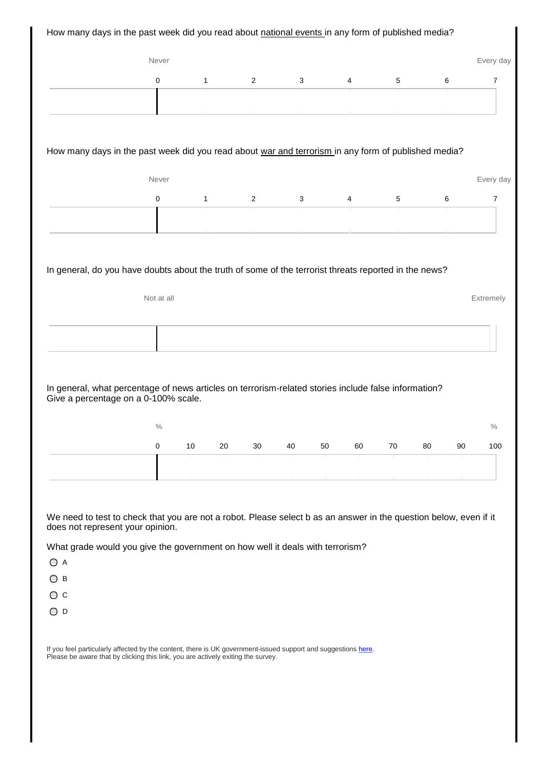How many days in the past week did you read about national events in any form of published media?

| Never | | | | | | | Every day |
|---|---|---|---|---|---|---|---|
| 0 | 1 | 2 | 3 | 4 | 5 | 6 | 7 |

How many days in the past week did you read about war and terrorism in any form of published media?

| Never | | | | | | | Every day |
|---|---|---|---|---|---|---|---|
| 0 | 1 | 2 | 3 | 4 | 5 | 6 | 7 |

In general, do you have doubts about the truth of some of the terrorist threats reported in the news?

| Not at all | Extremely |
|---|---|

In general, what percentage of news articles on terrorism-related stories include false information?
Give a percentage on a 0-100% scale.

| % | | | | | | | | | | % |
|---|---|---|---|---|---|---|---|---|---|---|
| 0 | 10 | 20 | 30 | 40 | 50 | 60 | 70 | 80 | 90 | 100 |

We need to test to check that you are not a robot. Please select b as an answer in the question below, even if it does not represent your opinion.

What grade would you give the government on how well it deals with terrorism?

- ○ A
- ○ B
- ○ C
- ○ D

If you feel particularly affected by the content, there is UK government-issued support and suggestions here.
Please be aware that by clicking this link, you are actively exiting the survey.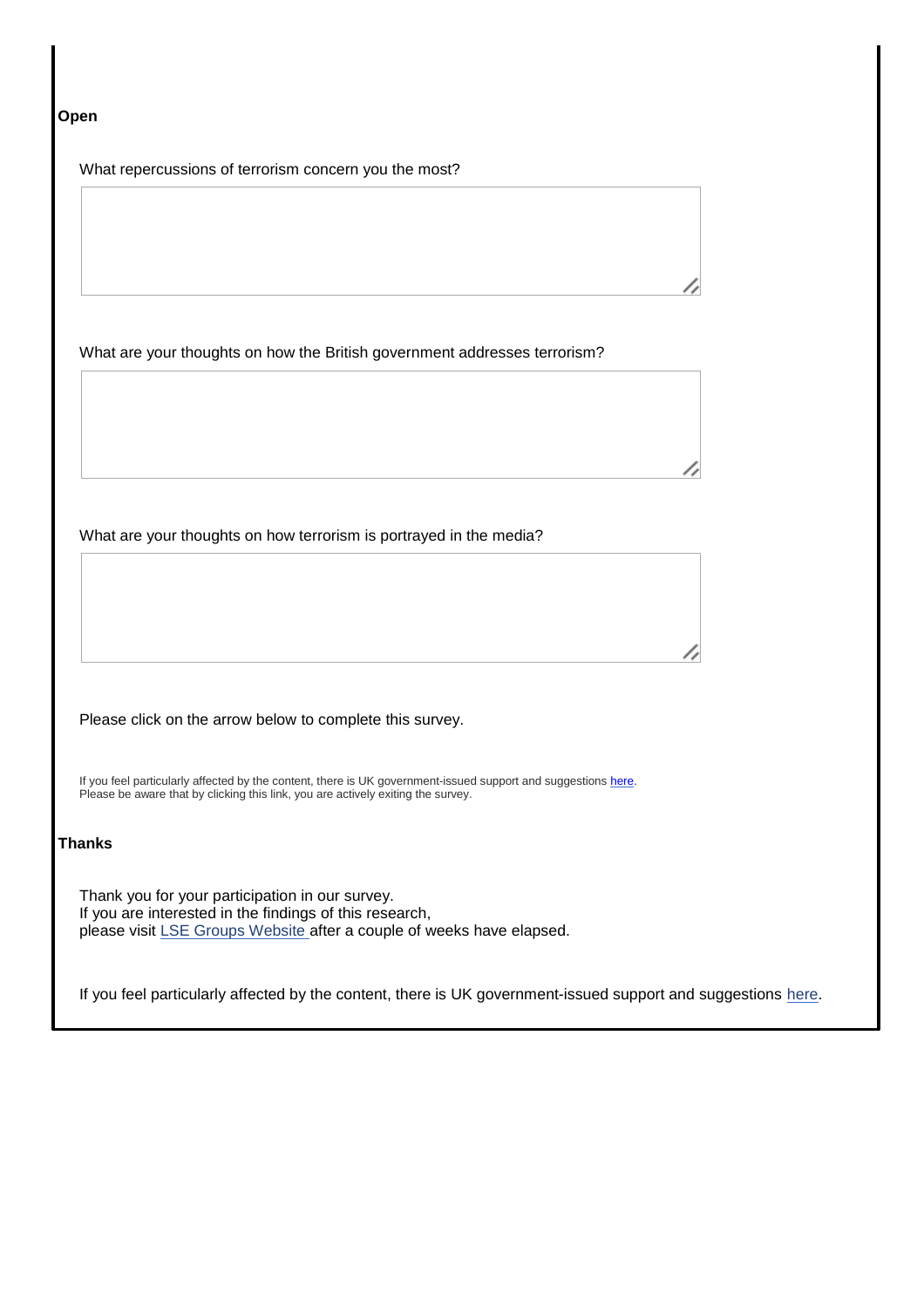**Open**

What repercussions of terrorism concern you the most?

What are your thoughts on how the British government addresses terrorism?

What are your thoughts on how terrorism is portrayed in the media?

Please click on the arrow below to complete this survey.

If you feel particularly affected by the content, there is UK government-issued support and suggestions here.
Please be aware that by clicking this link, you are actively exiting the survey.

**Thanks**

Thank you for your participation in our survey.
If you are interested in the findings of this research,
please visit LSE Groups Website after a couple of weeks have elapsed.

If you feel particularly affected by the content, there is UK government-issued support and suggestions here.